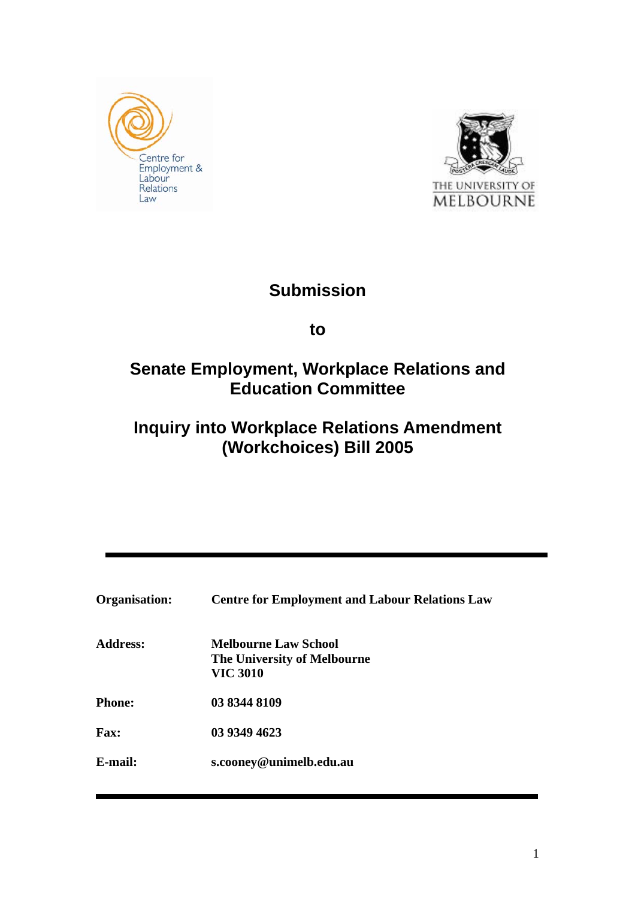# Submission

## to

## Senate Employment, Workplace Relations and Education Committee

## Inquiry into Workplace Relations Amendment (Workchoices) Bill 2005

---

| | |
|---|---|
| **Organisation:** | **Centre for Employment and Labour Relations Law** |
| **Address:** | **Melbourne Law School**<br>**The University of Melbourne**<br>**VIC 3010** |
| **Phone:** | **03 8344 8109** |
| **Fax:** | **03 9349 4623** |
| **E-mail:** | **s.cooney@unimelb.edu.au** |

---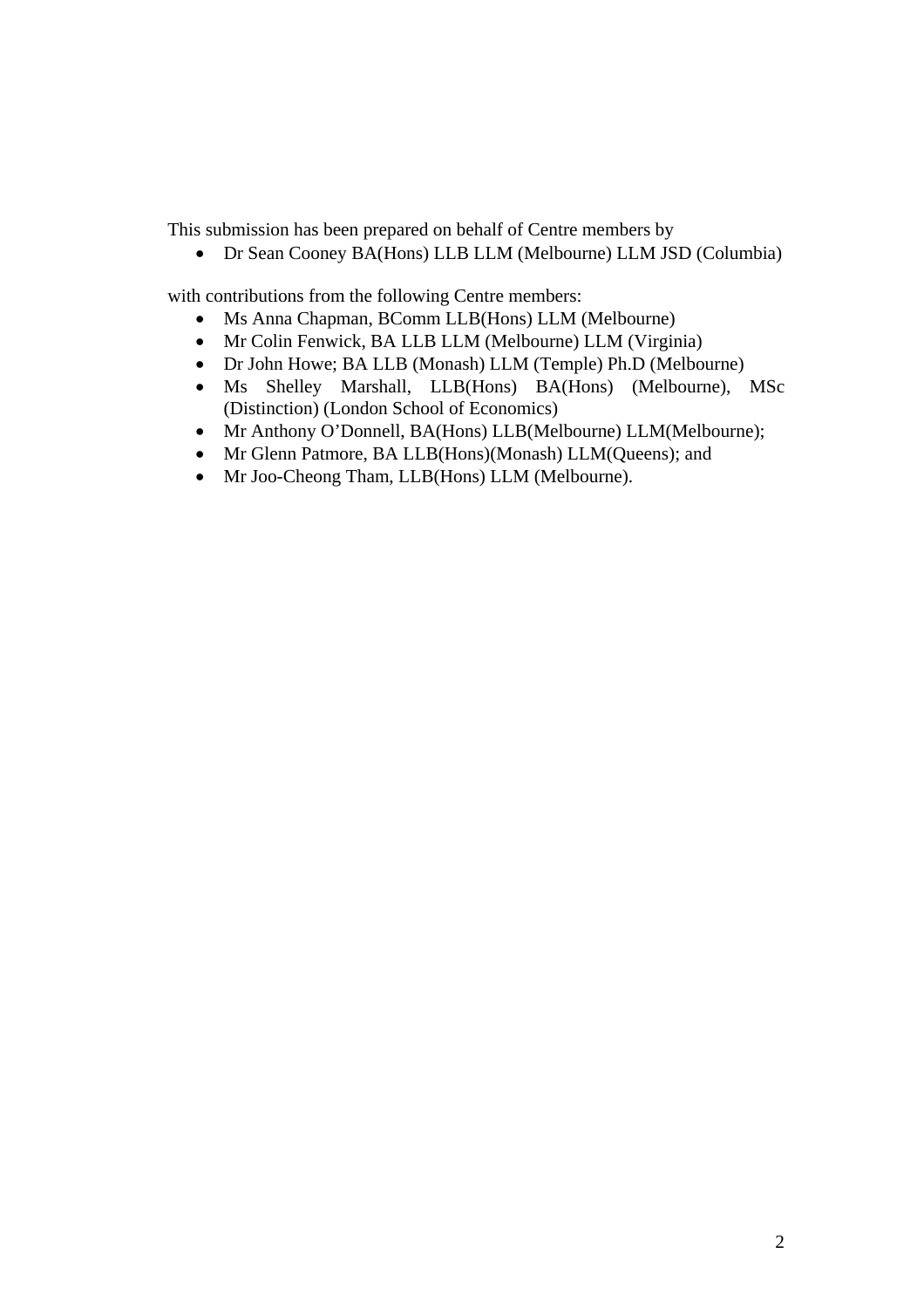This submission has been prepared on behalf of Centre members by

- Dr Sean Cooney BA(Hons) LLB LLM (Melbourne) LLM JSD (Columbia)

with contributions from the following Centre members:

- Ms Anna Chapman, BComm LLB(Hons) LLM (Melbourne)
- Mr Colin Fenwick, BA LLB LLM (Melbourne) LLM (Virginia)
- Dr John Howe; BA LLB (Monash) LLM (Temple) Ph.D (Melbourne)
- Ms Shelley Marshall, LLB(Hons) BA(Hons) (Melbourne), MSc (Distinction) (London School of Economics)
- Mr Anthony O'Donnell, BA(Hons) LLB(Melbourne) LLM(Melbourne);
- Mr Glenn Patmore, BA LLB(Hons)(Monash) LLM(Queens); and
- Mr Joo-Cheong Tham, LLB(Hons) LLM (Melbourne).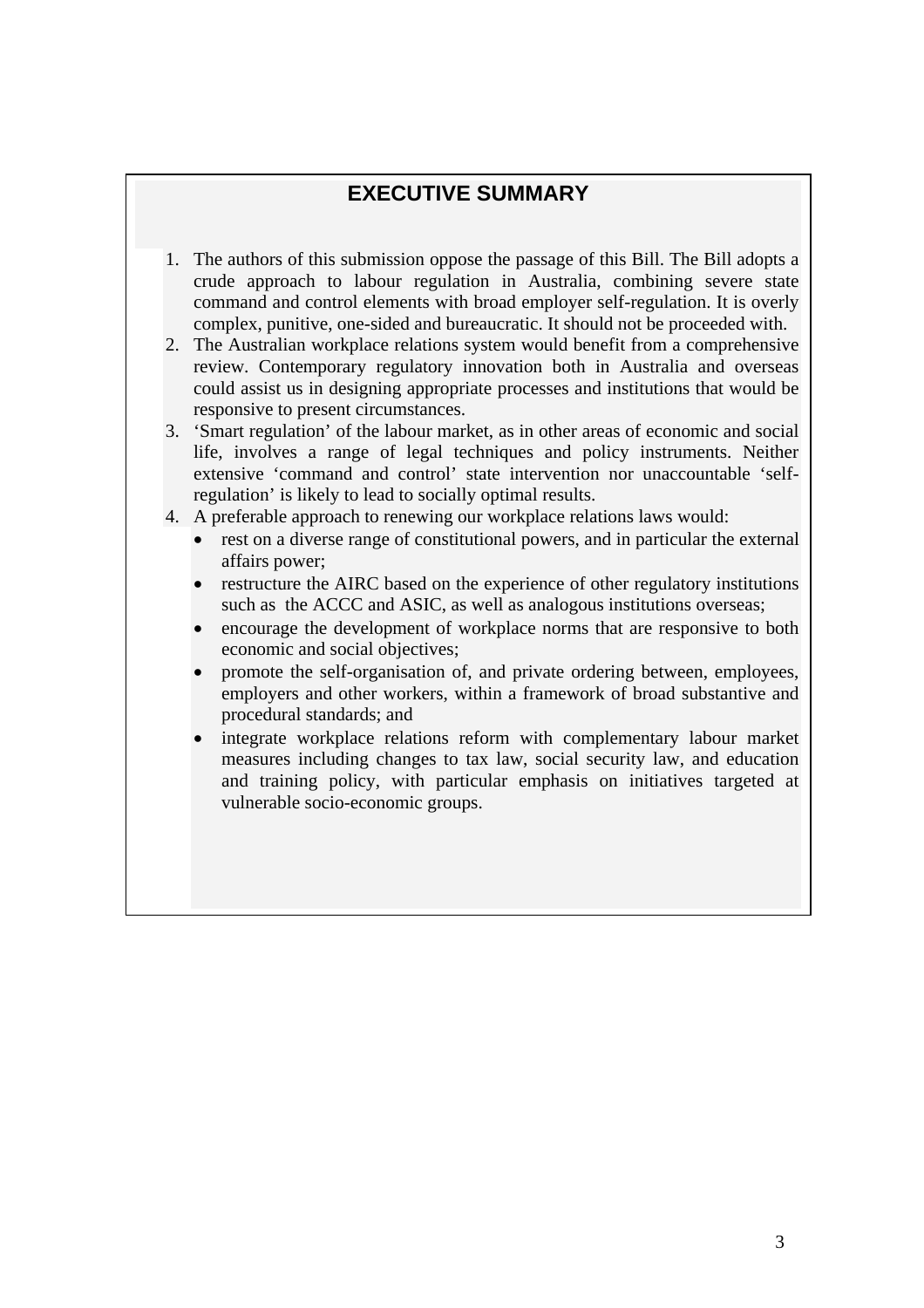## EXECUTIVE SUMMARY

1. The authors of this submission oppose the passage of this Bill. The Bill adopts a crude approach to labour regulation in Australia, combining severe state command and control elements with broad employer self-regulation. It is overly complex, punitive, one-sided and bureaucratic. It should not be proceeded with.
2. The Australian workplace relations system would benefit from a comprehensive review. Contemporary regulatory innovation both in Australia and overseas could assist us in designing appropriate processes and institutions that would be responsive to present circumstances.
3. 'Smart regulation' of the labour market, as in other areas of economic and social life, involves a range of legal techniques and policy instruments. Neither extensive 'command and control' state intervention nor unaccountable 'self-regulation' is likely to lead to socially optimal results.
4. A preferable approach to renewing our workplace relations laws would:
   - rest on a diverse range of constitutional powers, and in particular the external affairs power;
   - restructure the AIRC based on the experience of other regulatory institutions such as the ACCC and ASIC, as well as analogous institutions overseas;
   - encourage the development of workplace norms that are responsive to both economic and social objectives;
   - promote the self-organisation of, and private ordering between, employees, employers and other workers, within a framework of broad substantive and procedural standards; and
   - integrate workplace relations reform with complementary labour market measures including changes to tax law, social security law, and education and training policy, with particular emphasis on initiatives targeted at vulnerable socio-economic groups.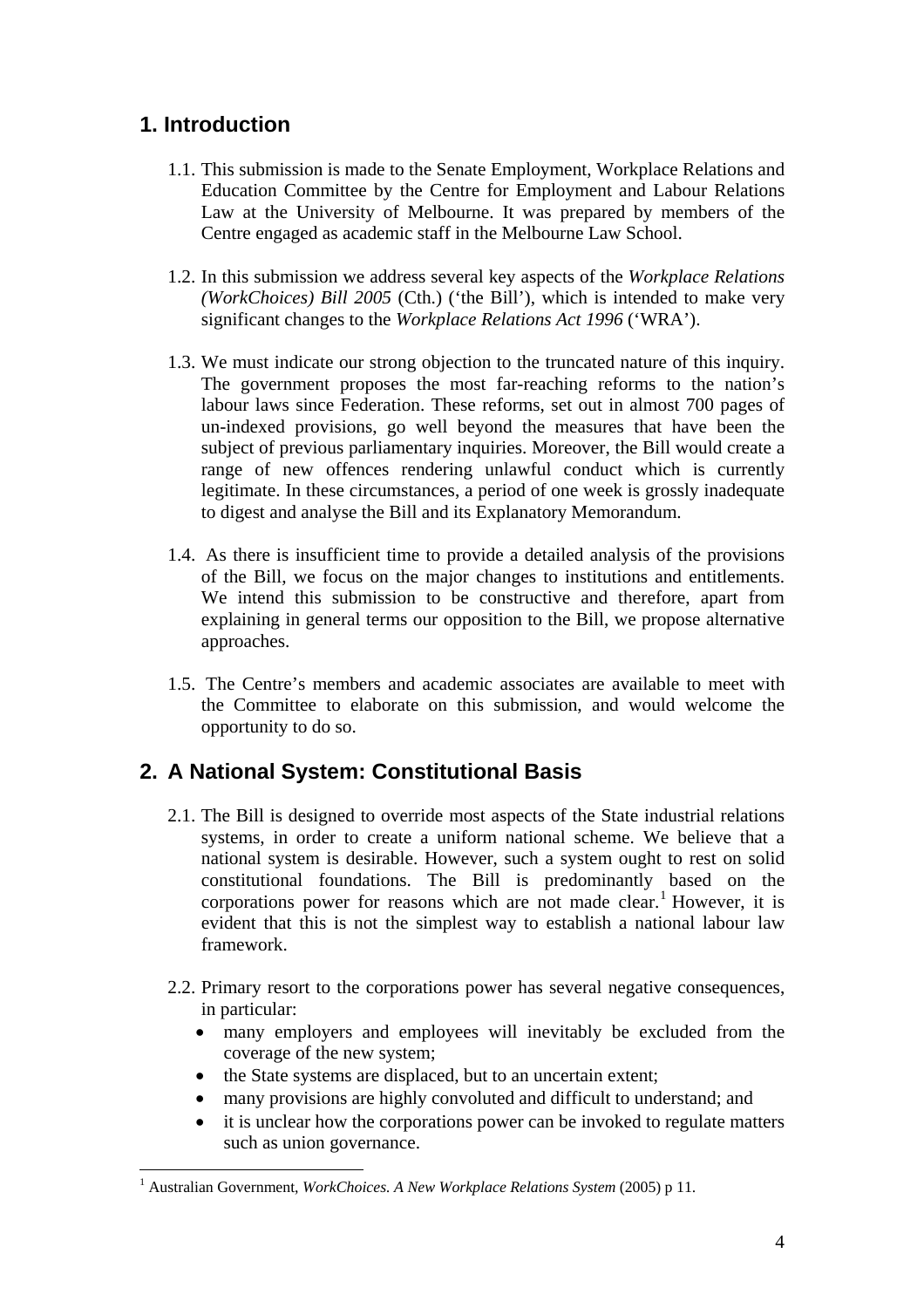## 1. Introduction

1.1. This submission is made to the Senate Employment, Workplace Relations and Education Committee by the Centre for Employment and Labour Relations Law at the University of Melbourne. It was prepared by members of the Centre engaged as academic staff in the Melbourne Law School.

1.2. In this submission we address several key aspects of the *Workplace Relations (WorkChoices) Bill 2005* (Cth.) ('the Bill'), which is intended to make very significant changes to the *Workplace Relations Act 1996* ('WRA').

1.3. We must indicate our strong objection to the truncated nature of this inquiry. The government proposes the most far-reaching reforms to the nation's labour laws since Federation. These reforms, set out in almost 700 pages of un-indexed provisions, go well beyond the measures that have been the subject of previous parliamentary inquiries. Moreover, the Bill would create a range of new offences rendering unlawful conduct which is currently legitimate. In these circumstances, a period of one week is grossly inadequate to digest and analyse the Bill and its Explanatory Memorandum.

1.4. As there is insufficient time to provide a detailed analysis of the provisions of the Bill, we focus on the major changes to institutions and entitlements. We intend this submission to be constructive and therefore, apart from explaining in general terms our opposition to the Bill, we propose alternative approaches.

1.5. The Centre's members and academic associates are available to meet with the Committee to elaborate on this submission, and would welcome the opportunity to do so.

## 2. A National System: Constitutional Basis

2.1. The Bill is designed to override most aspects of the State industrial relations systems, in order to create a uniform national scheme. We believe that a national system is desirable. However, such a system ought to rest on solid constitutional foundations. The Bill is predominantly based on the corporations power for reasons which are not made clear.[1] However, it is evident that this is not the simplest way to establish a national labour law framework.

2.2. Primary resort to the corporations power has several negative consequences, in particular:

- many employers and employees will inevitably be excluded from the coverage of the new system;
- the State systems are displaced, but to an uncertain extent;
- many provisions are highly convoluted and difficult to understand; and
- it is unclear how the corporations power can be invoked to regulate matters such as union governance.

[1] Australian Government, *WorkChoices. A New Workplace Relations System* (2005) p 11.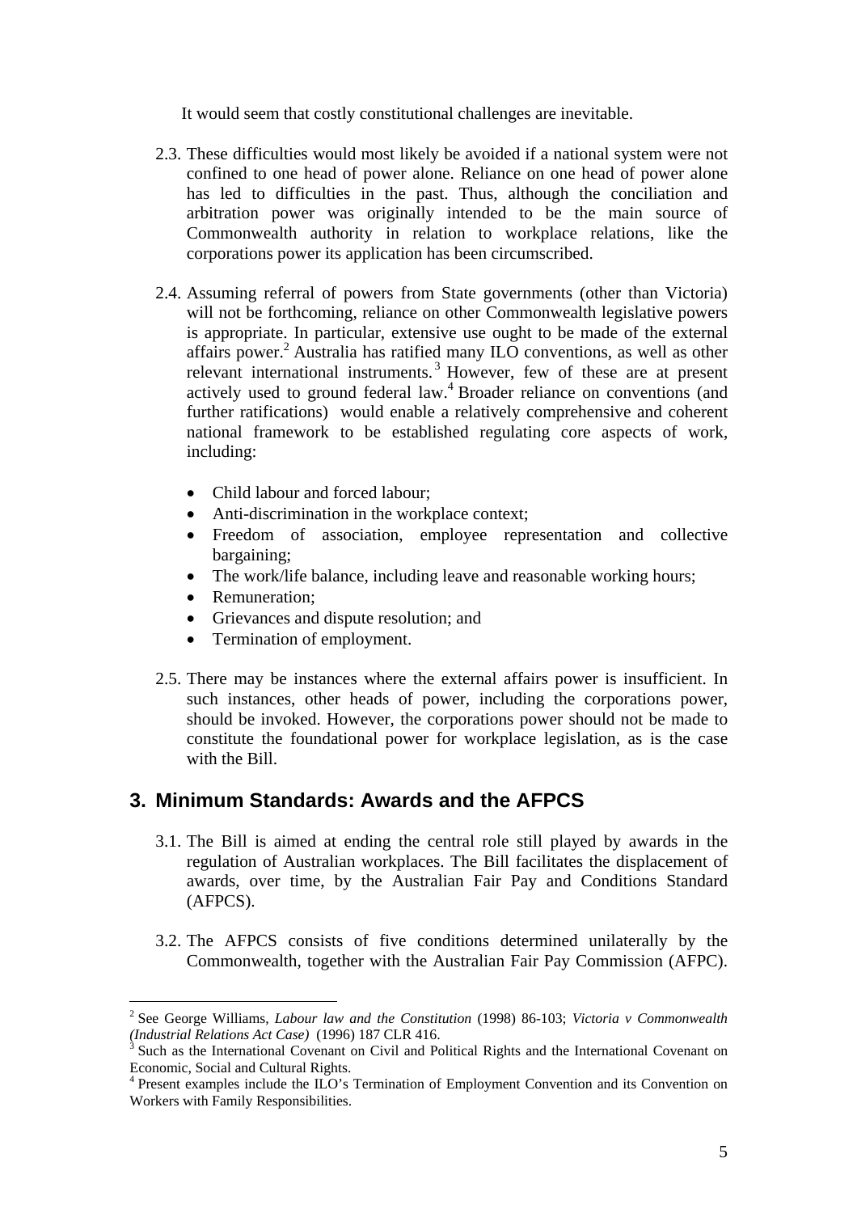It would seem that costly constitutional challenges are inevitable.

2.3. These difficulties would most likely be avoided if a national system were not confined to one head of power alone. Reliance on one head of power alone has led to difficulties in the past. Thus, although the conciliation and arbitration power was originally intended to be the main source of Commonwealth authority in relation to workplace relations, like the corporations power its application has been circumscribed.

2.4. Assuming referral of powers from State governments (other than Victoria) will not be forthcoming, reliance on other Commonwealth legislative powers is appropriate. In particular, extensive use ought to be made of the external affairs power.[2] Australia has ratified many ILO conventions, as well as other relevant international instruments.[3] However, few of these are at present actively used to ground federal law.[4] Broader reliance on conventions (and further ratifications) would enable a relatively comprehensive and coherent national framework to be established regulating core aspects of work, including:

- Child labour and forced labour;
- Anti-discrimination in the workplace context;
- Freedom of association, employee representation and collective bargaining;
- The work/life balance, including leave and reasonable working hours;
- Remuneration;
- Grievances and dispute resolution; and
- Termination of employment.

2.5. There may be instances where the external affairs power is insufficient. In such instances, other heads of power, including the corporations power, should be invoked. However, the corporations power should not be made to constitute the foundational power for workplace legislation, as is the case with the Bill.

## 3. Minimum Standards: Awards and the AFPCS

3.1. The Bill is aimed at ending the central role still played by awards in the regulation of Australian workplaces. The Bill facilitates the displacement of awards, over time, by the Australian Fair Pay and Conditions Standard (AFPCS).

3.2. The AFPCS consists of five conditions determined unilaterally by the Commonwealth, together with the Australian Fair Pay Commission (AFPC).

---

[2] See George Williams, *Labour law and the Constitution* (1998) 86-103; *Victoria v Commonwealth (Industrial Relations Act Case)* (1996) 187 CLR 416.

[3] Such as the International Covenant on Civil and Political Rights and the International Covenant on Economic, Social and Cultural Rights.

[4] Present examples include the ILO's Termination of Employment Convention and its Convention on Workers with Family Responsibilities.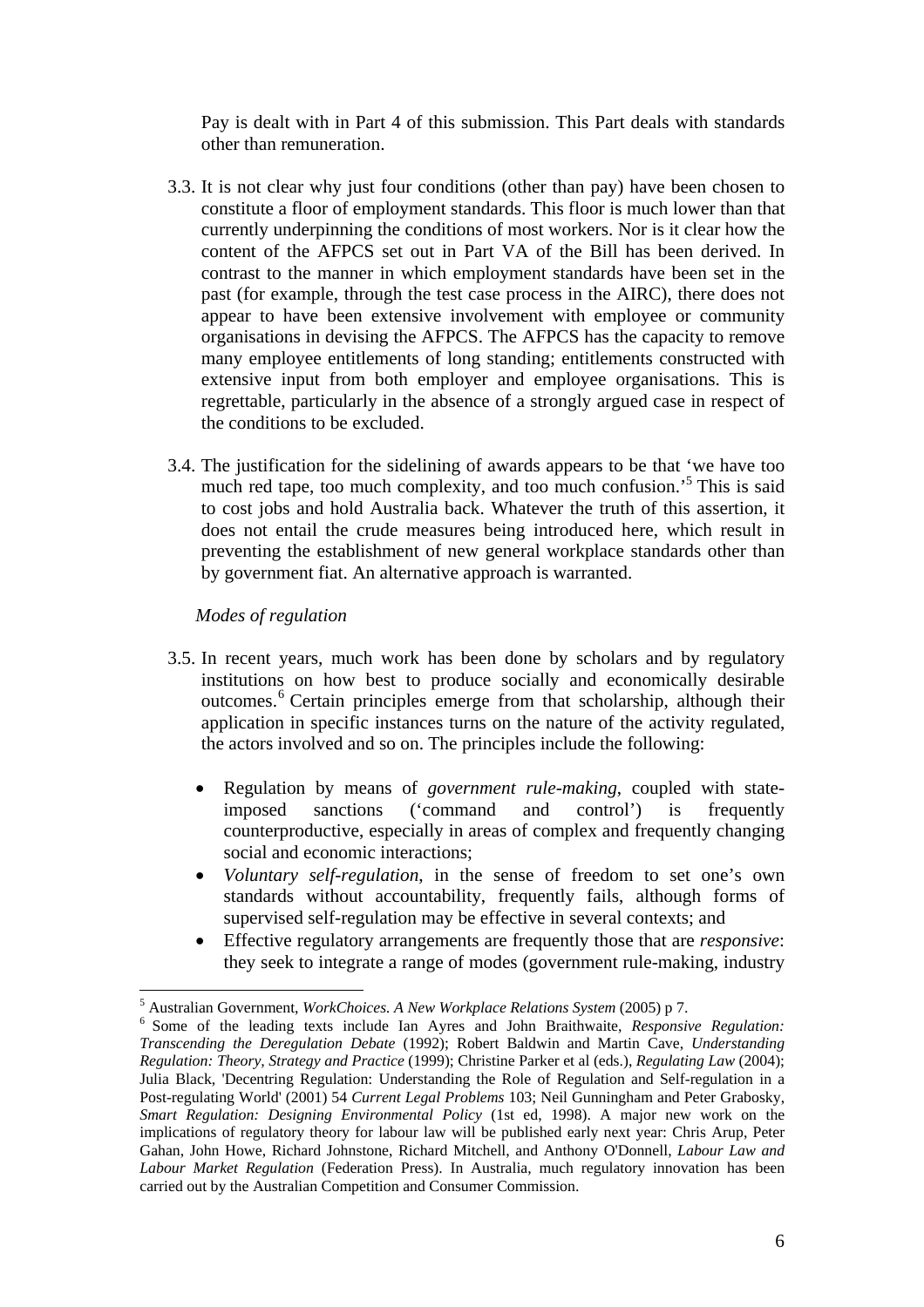Pay is dealt with in Part 4 of this submission. This Part deals with standards other than remuneration.

3.3. It is not clear why just four conditions (other than pay) have been chosen to constitute a floor of employment standards. This floor is much lower than that currently underpinning the conditions of most workers. Nor is it clear how the content of the AFPCS set out in Part VA of the Bill has been derived. In contrast to the manner in which employment standards have been set in the past (for example, through the test case process in the AIRC), there does not appear to have been extensive involvement with employee or community organisations in devising the AFPCS. The AFPCS has the capacity to remove many employee entitlements of long standing; entitlements constructed with extensive input from both employer and employee organisations. This is regrettable, particularly in the absence of a strongly argued case in respect of the conditions to be excluded.

3.4. The justification for the sidelining of awards appears to be that 'we have too much red tape, too much complexity, and too much confusion.'[5] This is said to cost jobs and hold Australia back. Whatever the truth of this assertion, it does not entail the crude measures being introduced here, which result in preventing the establishment of new general workplace standards other than by government fiat. An alternative approach is warranted.

*Modes of regulation*

3.5. In recent years, much work has been done by scholars and by regulatory institutions on how best to produce socially and economically desirable outcomes.[6] Certain principles emerge from that scholarship, although their application in specific instances turns on the nature of the activity regulated, the actors involved and so on. The principles include the following:

- Regulation by means of *government rule-making*, coupled with state-imposed sanctions ('command and control') is frequently counterproductive, especially in areas of complex and frequently changing social and economic interactions;
- *Voluntary self-regulation*, in the sense of freedom to set one's own standards without accountability, frequently fails, although forms of supervised self-regulation may be effective in several contexts; and
- Effective regulatory arrangements are frequently those that are *responsive*: they seek to integrate a range of modes (government rule-making, industry

---

[5] Australian Government, *WorkChoices. A New Workplace Relations System* (2005) p 7.

[6] Some of the leading texts include Ian Ayres and John Braithwaite, *Responsive Regulation: Transcending the Deregulation Debate* (1992); Robert Baldwin and Martin Cave, *Understanding Regulation: Theory, Strategy and Practice* (1999); Christine Parker et al (eds.), *Regulating Law* (2004); Julia Black, 'Decentring Regulation: Understanding the Role of Regulation and Self-regulation in a Post-regulating World' (2001) 54 *Current Legal Problems* 103; Neil Gunningham and Peter Grabosky, *Smart Regulation: Designing Environmental Policy* (1st ed, 1998). A major new work on the implications of regulatory theory for labour law will be published early next year: Chris Arup, Peter Gahan, John Howe, Richard Johnstone, Richard Mitchell, and Anthony O'Donnell, *Labour Law and Labour Market Regulation* (Federation Press). In Australia, much regulatory innovation has been carried out by the Australian Competition and Consumer Commission.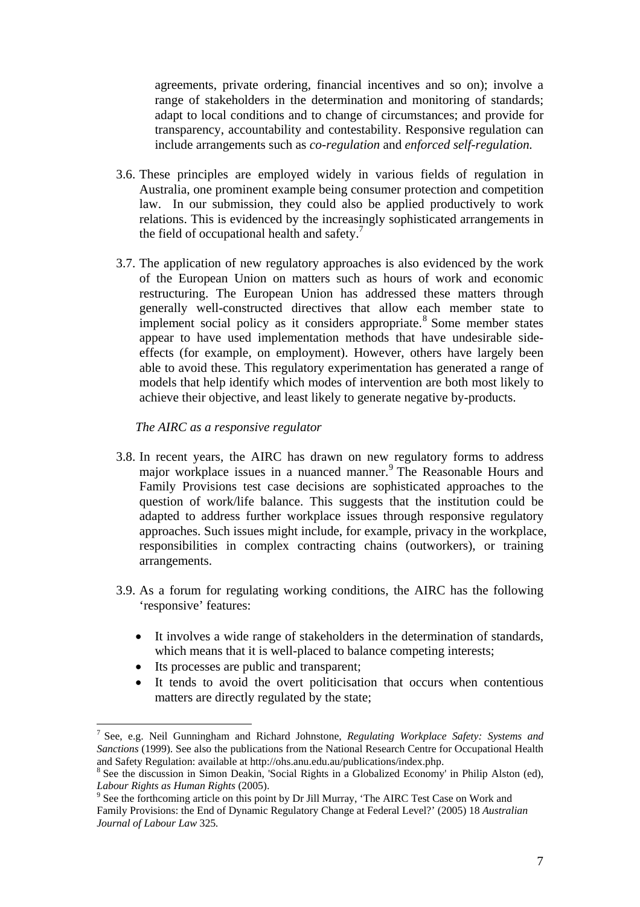agreements, private ordering, financial incentives and so on); involve a range of stakeholders in the determination and monitoring of standards; adapt to local conditions and to change of circumstances; and provide for transparency, accountability and contestability. Responsive regulation can include arrangements such as *co-regulation* and *enforced self-regulation.*

3.6. These principles are employed widely in various fields of regulation in Australia, one prominent example being consumer protection and competition law. In our submission, they could also be applied productively to work relations. This is evidenced by the increasingly sophisticated arrangements in the field of occupational health and safety.[7]

3.7. The application of new regulatory approaches is also evidenced by the work of the European Union on matters such as hours of work and economic restructuring. The European Union has addressed these matters through generally well-constructed directives that allow each member state to implement social policy as it considers appropriate.[8] Some member states appear to have used implementation methods that have undesirable side-effects (for example, on employment). However, others have largely been able to avoid these. This regulatory experimentation has generated a range of models that help identify which modes of intervention are both most likely to achieve their objective, and least likely to generate negative by-products.

*The AIRC as a responsive regulator*

3.8. In recent years, the AIRC has drawn on new regulatory forms to address major workplace issues in a nuanced manner.[9] The Reasonable Hours and Family Provisions test case decisions are sophisticated approaches to the question of work/life balance. This suggests that the institution could be adapted to address further workplace issues through responsive regulatory approaches. Such issues might include, for example, privacy in the workplace, responsibilities in complex contracting chains (outworkers), or training arrangements.

3.9. As a forum for regulating working conditions, the AIRC has the following 'responsive' features:

- It involves a wide range of stakeholders in the determination of standards, which means that it is well-placed to balance competing interests;
- Its processes are public and transparent;
- It tends to avoid the overt politicisation that occurs when contentious matters are directly regulated by the state;

---

[7] See, e.g. Neil Gunningham and Richard Johnstone, *Regulating Workplace Safety: Systems and Sanctions* (1999). See also the publications from the National Research Centre for Occupational Health and Safety Regulation: available at http://ohs.anu.edu.au/publications/index.php.

[8] See the discussion in Simon Deakin, 'Social Rights in a Globalized Economy' in Philip Alston (ed), *Labour Rights as Human Rights* (2005).

[9] See the forthcoming article on this point by Dr Jill Murray, 'The AIRC Test Case on Work and Family Provisions: the End of Dynamic Regulatory Change at Federal Level?' (2005) 18 *Australian Journal of Labour Law* 325.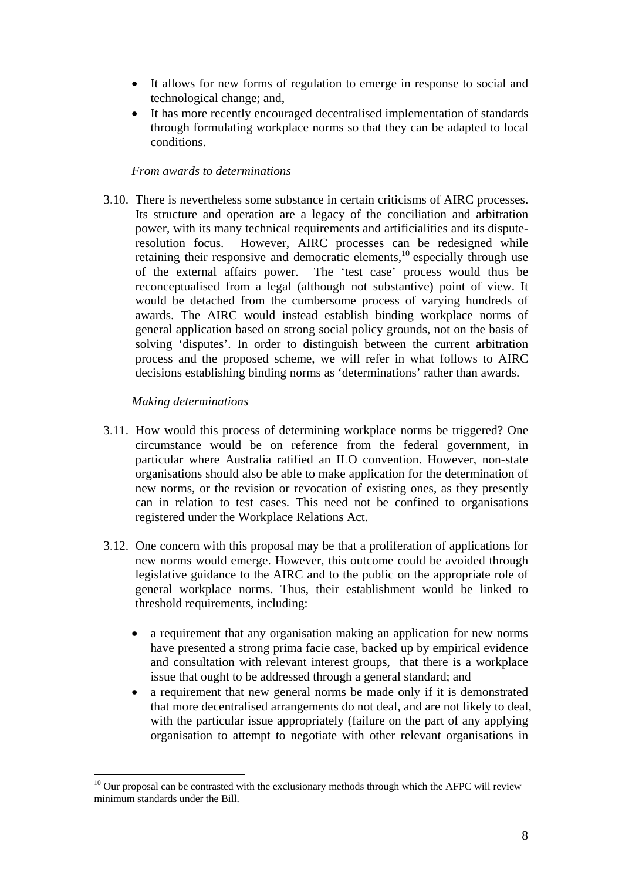- It allows for new forms of regulation to emerge in response to social and technological change; and,
- It has more recently encouraged decentralised implementation of standards through formulating workplace norms so that they can be adapted to local conditions.

*From awards to determinations*

3.10. There is nevertheless some substance in certain criticisms of AIRC processes. Its structure and operation are a legacy of the conciliation and arbitration power, with its many technical requirements and artificialities and its dispute-resolution focus. However, AIRC processes can be redesigned while retaining their responsive and democratic elements,[10] especially through use of the external affairs power. The 'test case' process would thus be reconceptualised from a legal (although not substantive) point of view. It would be detached from the cumbersome process of varying hundreds of awards. The AIRC would instead establish binding workplace norms of general application based on strong social policy grounds, not on the basis of solving 'disputes'. In order to distinguish between the current arbitration process and the proposed scheme, we will refer in what follows to AIRC decisions establishing binding norms as 'determinations' rather than awards.

*Making determinations*

3.11. How would this process of determining workplace norms be triggered? One circumstance would be on reference from the federal government, in particular where Australia ratified an ILO convention. However, non-state organisations should also be able to make application for the determination of new norms, or the revision or revocation of existing ones, as they presently can in relation to test cases. This need not be confined to organisations registered under the Workplace Relations Act.

3.12. One concern with this proposal may be that a proliferation of applications for new norms would emerge. However, this outcome could be avoided through legislative guidance to the AIRC and to the public on the appropriate role of general workplace norms. Thus, their establishment would be linked to threshold requirements, including:

- a requirement that any organisation making an application for new norms have presented a strong prima facie case, backed up by empirical evidence and consultation with relevant interest groups, that there is a workplace issue that ought to be addressed through a general standard; and
- a requirement that new general norms be made only if it is demonstrated that more decentralised arrangements do not deal, and are not likely to deal, with the particular issue appropriately (failure on the part of any applying organisation to attempt to negotiate with other relevant organisations in

[10] Our proposal can be contrasted with the exclusionary methods through which the AFPC will review minimum standards under the Bill.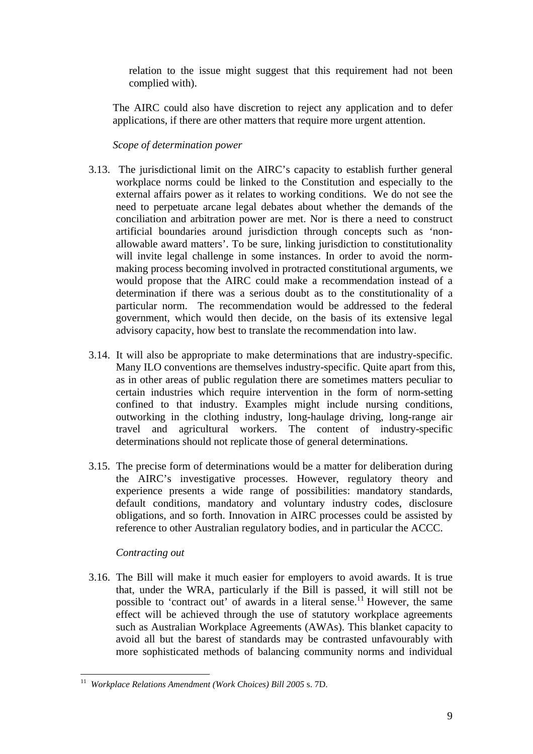relation to the issue might suggest that this requirement had not been complied with).

The AIRC could also have discretion to reject any application and to defer applications, if there are other matters that require more urgent attention.

*Scope of determination power*

3.13. The jurisdictional limit on the AIRC's capacity to establish further general workplace norms could be linked to the Constitution and especially to the external affairs power as it relates to working conditions. We do not see the need to perpetuate arcane legal debates about whether the demands of the conciliation and arbitration power are met. Nor is there a need to construct artificial boundaries around jurisdiction through concepts such as 'non-allowable award matters'. To be sure, linking jurisdiction to constitutionality will invite legal challenge in some instances. In order to avoid the norm-making process becoming involved in protracted constitutional arguments, we would propose that the AIRC could make a recommendation instead of a determination if there was a serious doubt as to the constitutionality of a particular norm. The recommendation would be addressed to the federal government, which would then decide, on the basis of its extensive legal advisory capacity, how best to translate the recommendation into law.

3.14. It will also be appropriate to make determinations that are industry-specific. Many ILO conventions are themselves industry-specific. Quite apart from this, as in other areas of public regulation there are sometimes matters peculiar to certain industries which require intervention in the form of norm-setting confined to that industry. Examples might include nursing conditions, outworking in the clothing industry, long-haulage driving, long-range air travel and agricultural workers. The content of industry-specific determinations should not replicate those of general determinations.

3.15. The precise form of determinations would be a matter for deliberation during the AIRC's investigative processes. However, regulatory theory and experience presents a wide range of possibilities: mandatory standards, default conditions, mandatory and voluntary industry codes, disclosure obligations, and so forth. Innovation in AIRC processes could be assisted by reference to other Australian regulatory bodies, and in particular the ACCC.

*Contracting out*

3.16. The Bill will make it much easier for employers to avoid awards. It is true that, under the WRA, particularly if the Bill is passed, it will still not be possible to 'contract out' of awards in a literal sense.[11] However, the same effect will be achieved through the use of statutory workplace agreements such as Australian Workplace Agreements (AWAs). This blanket capacity to avoid all but the barest of standards may be contrasted unfavourably with more sophisticated methods of balancing community norms and individual

---

[11] *Workplace Relations Amendment (Work Choices) Bill 2005* s. 7D.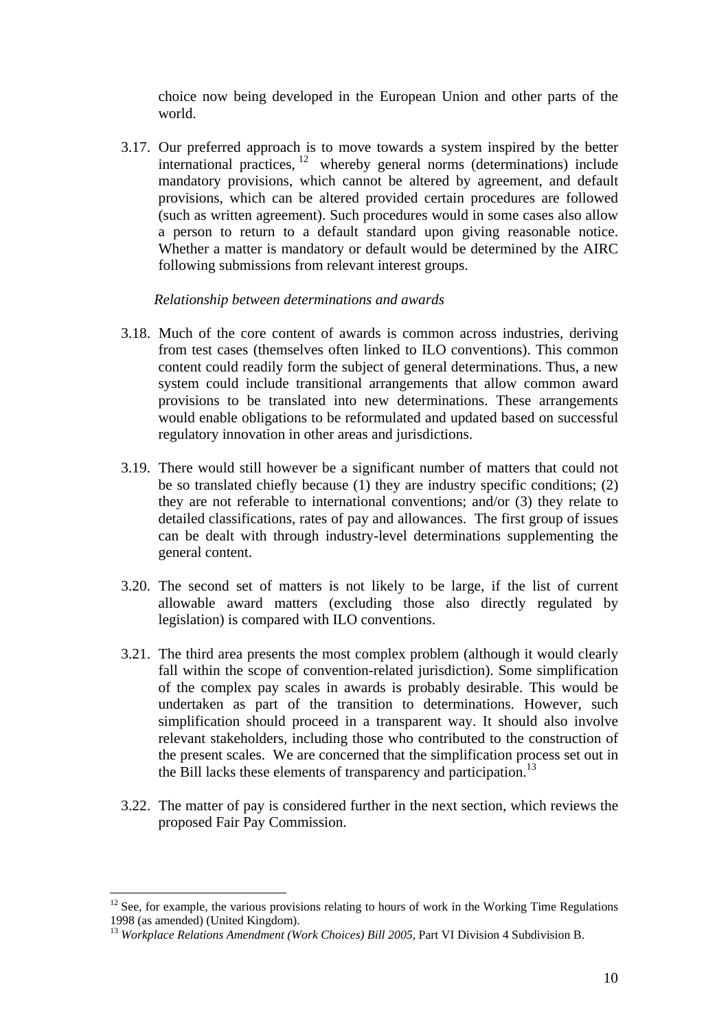choice now being developed in the European Union and other parts of the world.

3.17. Our preferred approach is to move towards a system inspired by the better international practices,[12] whereby general norms (determinations) include mandatory provisions, which cannot be altered by agreement, and default provisions, which can be altered provided certain procedures are followed (such as written agreement). Such procedures would in some cases also allow a person to return to a default standard upon giving reasonable notice. Whether a matter is mandatory or default would be determined by the AIRC following submissions from relevant interest groups.

*Relationship between determinations and awards*

3.18. Much of the core content of awards is common across industries, deriving from test cases (themselves often linked to ILO conventions). This common content could readily form the subject of general determinations. Thus, a new system could include transitional arrangements that allow common award provisions to be translated into new determinations. These arrangements would enable obligations to be reformulated and updated based on successful regulatory innovation in other areas and jurisdictions.

3.19. There would still however be a significant number of matters that could not be so translated chiefly because (1) they are industry specific conditions; (2) they are not referable to international conventions; and/or (3) they relate to detailed classifications, rates of pay and allowances. The first group of issues can be dealt with through industry-level determinations supplementing the general content.

3.20. The second set of matters is not likely to be large, if the list of current allowable award matters (excluding those also directly regulated by legislation) is compared with ILO conventions.

3.21. The third area presents the most complex problem (although it would clearly fall within the scope of convention-related jurisdiction). Some simplification of the complex pay scales in awards is probably desirable. This would be undertaken as part of the transition to determinations. However, such simplification should proceed in a transparent way. It should also involve relevant stakeholders, including those who contributed to the construction of the present scales. We are concerned that the simplification process set out in the Bill lacks these elements of transparency and participation.[13]

3.22. The matter of pay is considered further in the next section, which reviews the proposed Fair Pay Commission.

---

[12] See, for example, the various provisions relating to hours of work in the Working Time Regulations 1998 (as amended) (United Kingdom).

[13] *Workplace Relations Amendment (Work Choices) Bill 2005*, Part VI Division 4 Subdivision B.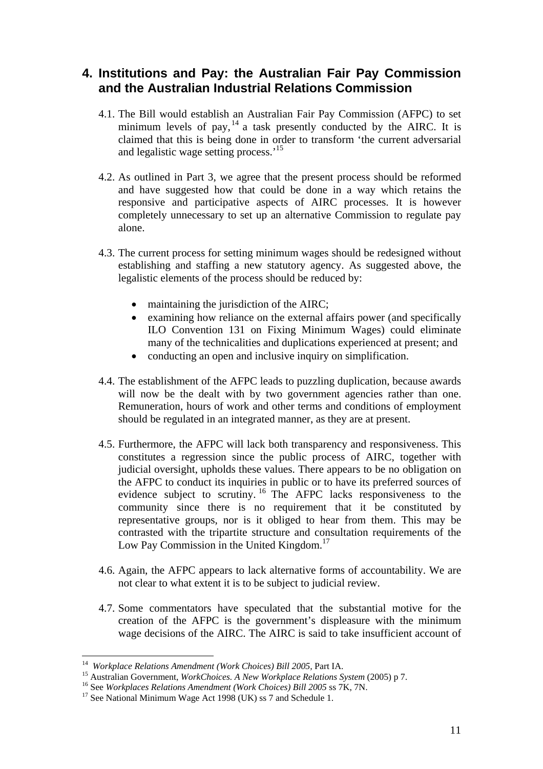## 4. Institutions and Pay: the Australian Fair Pay Commission and the Australian Industrial Relations Commission

4.1. The Bill would establish an Australian Fair Pay Commission (AFPC) to set minimum levels of pay,[14] a task presently conducted by the AIRC. It is claimed that this is being done in order to transform 'the current adversarial and legalistic wage setting process.'[15]

4.2. As outlined in Part 3, we agree that the present process should be reformed and have suggested how that could be done in a way which retains the responsive and participative aspects of AIRC processes. It is however completely unnecessary to set up an alternative Commission to regulate pay alone.

4.3. The current process for setting minimum wages should be redesigned without establishing and staffing a new statutory agency. As suggested above, the legalistic elements of the process should be reduced by:

- maintaining the jurisdiction of the AIRC;
- examining how reliance on the external affairs power (and specifically ILO Convention 131 on Fixing Minimum Wages) could eliminate many of the technicalities and duplications experienced at present; and
- conducting an open and inclusive inquiry on simplification.

4.4. The establishment of the AFPC leads to puzzling duplication, because awards will now be the dealt with by two government agencies rather than one. Remuneration, hours of work and other terms and conditions of employment should be regulated in an integrated manner, as they are at present.

4.5. Furthermore, the AFPC will lack both transparency and responsiveness. This constitutes a regression since the public process of AIRC, together with judicial oversight, upholds these values. There appears to be no obligation on the AFPC to conduct its inquiries in public or to have its preferred sources of evidence subject to scrutiny.[16] The AFPC lacks responsiveness to the community since there is no requirement that it be constituted by representative groups, nor is it obliged to hear from them. This may be contrasted with the tripartite structure and consultation requirements of the Low Pay Commission in the United Kingdom.[17]

4.6. Again, the AFPC appears to lack alternative forms of accountability. We are not clear to what extent it is to be subject to judicial review.

4.7. Some commentators have speculated that the substantial motive for the creation of the AFPC is the government's displeasure with the minimum wage decisions of the AIRC. The AIRC is said to take insufficient account of

---

[14] *Workplace Relations Amendment (Work Choices) Bill 2005*, Part IA.

[15] Australian Government, *WorkChoices. A New Workplace Relations System* (2005) p 7.

[16] See *Workplaces Relations Amendment (Work Choices) Bill 2005* ss 7K, 7N.

[17] See National Minimum Wage Act 1998 (UK) ss 7 and Schedule 1.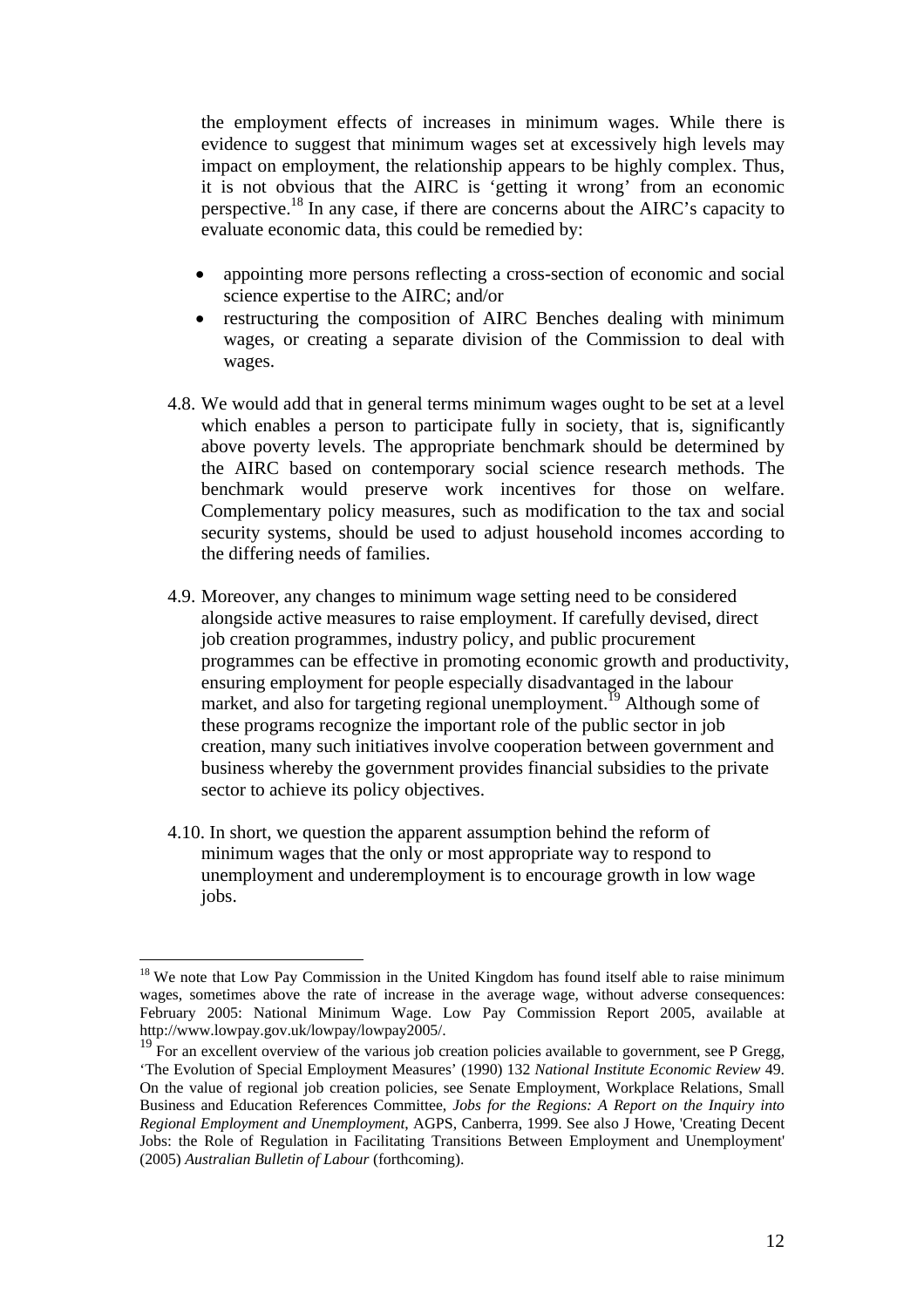the employment effects of increases in minimum wages. While there is evidence to suggest that minimum wages set at excessively high levels may impact on employment, the relationship appears to be highly complex. Thus, it is not obvious that the AIRC is 'getting it wrong' from an economic perspective.[18] In any case, if there are concerns about the AIRC's capacity to evaluate economic data, this could be remedied by:

- appointing more persons reflecting a cross-section of economic and social science expertise to the AIRC; and/or
- restructuring the composition of AIRC Benches dealing with minimum wages, or creating a separate division of the Commission to deal with wages.

4.8. We would add that in general terms minimum wages ought to be set at a level which enables a person to participate fully in society, that is, significantly above poverty levels. The appropriate benchmark should be determined by the AIRC based on contemporary social science research methods. The benchmark would preserve work incentives for those on welfare. Complementary policy measures, such as modification to the tax and social security systems, should be used to adjust household incomes according to the differing needs of families.

4.9. Moreover, any changes to minimum wage setting need to be considered alongside active measures to raise employment. If carefully devised, direct job creation programmes, industry policy, and public procurement programmes can be effective in promoting economic growth and productivity, ensuring employment for people especially disadvantaged in the labour market, and also for targeting regional unemployment.[19] Although some of these programs recognize the important role of the public sector in job creation, many such initiatives involve cooperation between government and business whereby the government provides financial subsidies to the private sector to achieve its policy objectives.

4.10. In short, we question the apparent assumption behind the reform of minimum wages that the only or most appropriate way to respond to unemployment and underemployment is to encourage growth in low wage jobs.

---

[18] We note that Low Pay Commission in the United Kingdom has found itself able to raise minimum wages, sometimes above the rate of increase in the average wage, without adverse consequences: February 2005: National Minimum Wage. Low Pay Commission Report 2005, available at http://www.lowpay.gov.uk/lowpay/lowpay2005/.

[19] For an excellent overview of the various job creation policies available to government, see P Gregg, 'The Evolution of Special Employment Measures' (1990) 132 *National Institute Economic Review* 49. On the value of regional job creation policies, see Senate Employment, Workplace Relations, Small Business and Education References Committee, *Jobs for the Regions: A Report on the Inquiry into Regional Employment and Unemployment*, AGPS, Canberra, 1999. See also J Howe, 'Creating Decent Jobs: the Role of Regulation in Facilitating Transitions Between Employment and Unemployment' (2005) *Australian Bulletin of Labour* (forthcoming).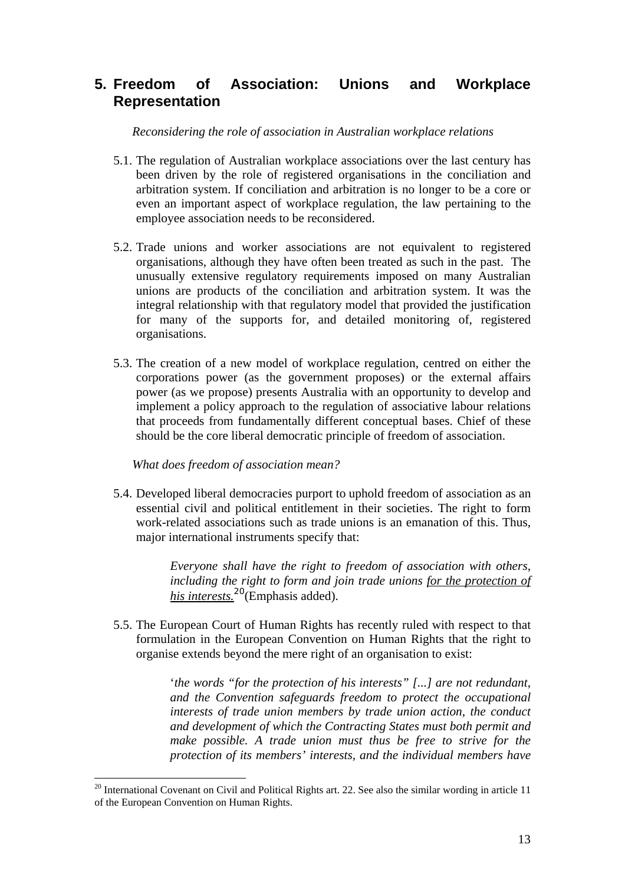## 5. Freedom of Association: Unions and Workplace Representation

*Reconsidering the role of association in Australian workplace relations*

5.1. The regulation of Australian workplace associations over the last century has been driven by the role of registered organisations in the conciliation and arbitration system. If conciliation and arbitration is no longer to be a core or even an important aspect of workplace regulation, the law pertaining to the employee association needs to be reconsidered.

5.2. Trade unions and worker associations are not equivalent to registered organisations, although they have often been treated as such in the past. The unusually extensive regulatory requirements imposed on many Australian unions are products of the conciliation and arbitration system. It was the integral relationship with that regulatory model that provided the justification for many of the supports for, and detailed monitoring of, registered organisations.

5.3. The creation of a new model of workplace regulation, centred on either the corporations power (as the government proposes) or the external affairs power (as we propose) presents Australia with an opportunity to develop and implement a policy approach to the regulation of associative labour relations that proceeds from fundamentally different conceptual bases. Chief of these should be the core liberal democratic principle of freedom of association.

*What does freedom of association mean?*

5.4. Developed liberal democracies purport to uphold freedom of association as an essential civil and political entitlement in their societies. The right to form work-related associations such as trade unions is an emanation of this. Thus, major international instruments specify that:

> *Everyone shall have the right to freedom of association with others, including the right to form and join trade unions <u>for the protection of his interests.</u>*[20] (Emphasis added).

5.5. The European Court of Human Rights has recently ruled with respect to that formulation in the European Convention on Human Rights that the right to organise extends beyond the mere right of an organisation to exist:

> '*the words "for the protection of his interests" [...] are not redundant, and the Convention safeguards freedom to protect the occupational interests of trade union members by trade union action, the conduct and development of which the Contracting States must both permit and make possible. A trade union must thus be free to strive for the protection of its members' interests, and the individual members have*

---

[20] International Covenant on Civil and Political Rights art. 22. See also the similar wording in article 11 of the European Convention on Human Rights.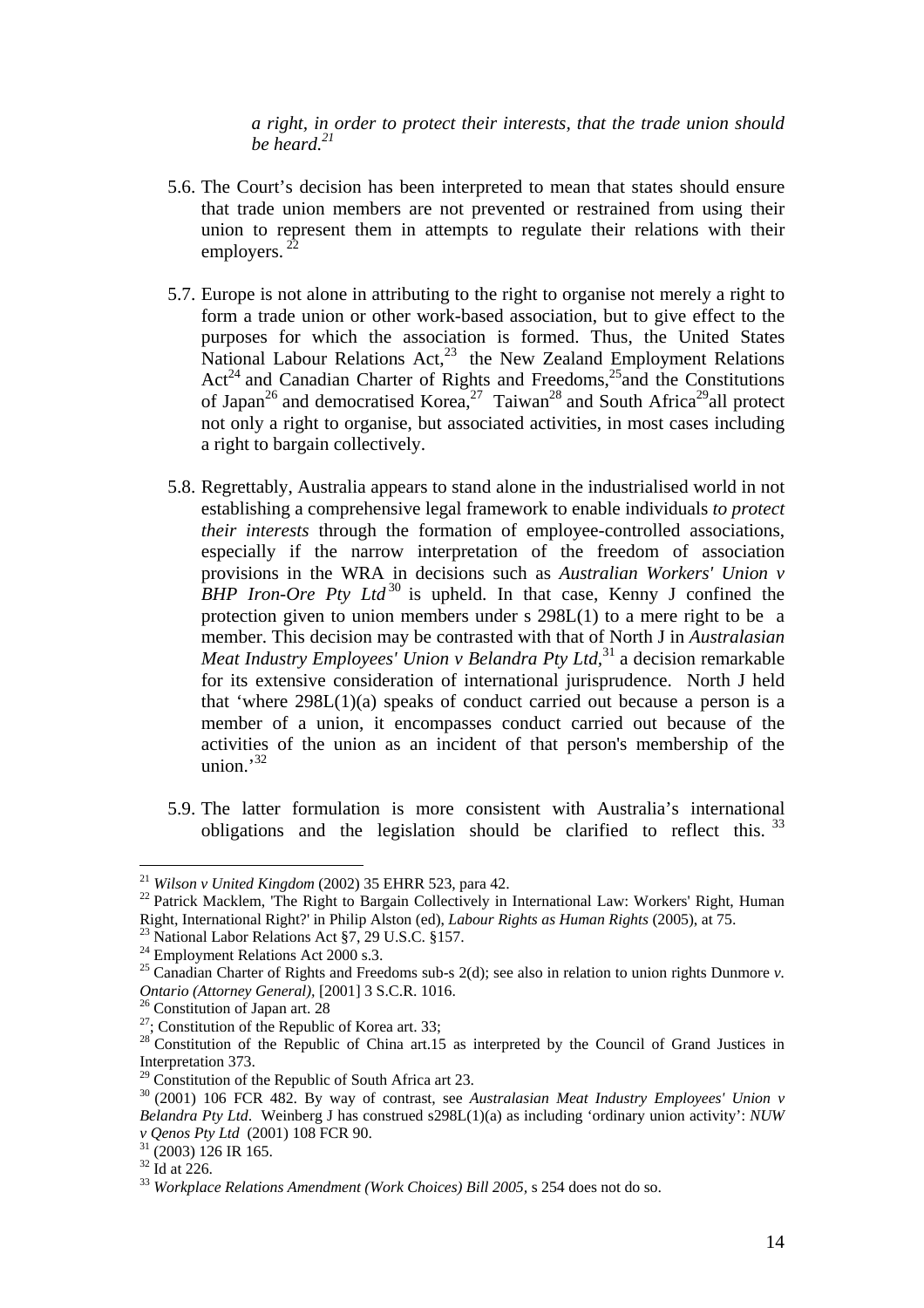> *a right, in order to protect their interests, that the trade union should be heard.*[21]

5.6. The Court's decision has been interpreted to mean that states should ensure that trade union members are not prevented or restrained from using their union to represent them in attempts to regulate their relations with their employers. [22]

5.7. Europe is not alone in attributing to the right to organise not merely a right to form a trade union or other work-based association, but to give effect to the purposes for which the association is formed. Thus, the United States National Labour Relations Act,[23] the New Zealand Employment Relations Act[24] and Canadian Charter of Rights and Freedoms,[25] and the Constitutions of Japan[26] and democratised Korea,[27] Taiwan[28] and South Africa[29] all protect not only a right to organise, but associated activities, in most cases including a right to bargain collectively.

5.8. Regrettably, Australia appears to stand alone in the industrialised world in not establishing a comprehensive legal framework to enable individuals *to protect their interests* through the formation of employee-controlled associations, especially if the narrow interpretation of the freedom of association provisions in the WRA in decisions such as *Australian Workers' Union v BHP Iron-Ore Pty Ltd*[30] is upheld. In that case, Kenny J confined the protection given to union members under s 298L(1) to a mere right to be a member. This decision may be contrasted with that of North J in *Australasian Meat Industry Employees' Union v Belandra Pty Ltd*,[31] a decision remarkable for its extensive consideration of international jurisprudence. North J held that 'where 298L(1)(a) speaks of conduct carried out because a person is a member of a union, it encompasses conduct carried out because of the activities of the union as an incident of that person's membership of the union.'[32]

5.9. The latter formulation is more consistent with Australia's international obligations and the legislation should be clarified to reflect this. [33]

---

[21] *Wilson v United Kingdom* (2002) 35 EHRR 523, para 42.

[22] Patrick Macklem, 'The Right to Bargain Collectively in International Law: Workers' Right, Human Right, International Right?' in Philip Alston (ed), *Labour Rights as Human Rights* (2005), at 75.

[23] National Labor Relations Act §7, 29 U.S.C. §157.

[24] Employment Relations Act 2000 s.3.

[25] Canadian Charter of Rights and Freedoms sub-s 2(d); see also in relation to union rights Dunmore *v. Ontario (Attorney General)*, [2001] 3 S.C.R. 1016.

[26] Constitution of Japan art. 28

[27]; Constitution of the Republic of Korea art. 33;

[28] Constitution of the Republic of China art.15 as interpreted by the Council of Grand Justices in Interpretation 373.

[29] Constitution of the Republic of South Africa art 23.

[30] (2001) 106 FCR 482. By way of contrast, see *Australasian Meat Industry Employees' Union v Belandra Pty Ltd*. Weinberg J has construed s298L(1)(a) as including 'ordinary union activity': *NUW v Qenos Pty Ltd* (2001) 108 FCR 90.

[31] (2003) 126 IR 165.

[32] Id at 226.

[33] *Workplace Relations Amendment (Work Choices) Bill 2005*, s 254 does not do so.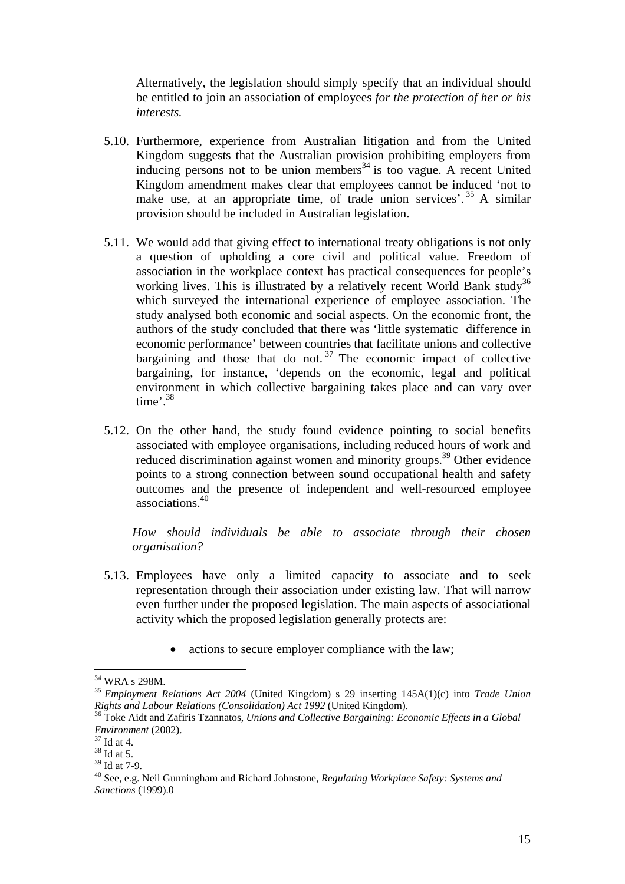Alternatively, the legislation should simply specify that an individual should be entitled to join an association of employees *for the protection of her or his interests.*

5.10. Furthermore, experience from Australian litigation and from the United Kingdom suggests that the Australian provision prohibiting employers from inducing persons not to be union members[34] is too vague. A recent United Kingdom amendment makes clear that employees cannot be induced 'not to make use, at an appropriate time, of trade union services'.[35] A similar provision should be included in Australian legislation.

5.11. We would add that giving effect to international treaty obligations is not only a question of upholding a core civil and political value. Freedom of association in the workplace context has practical consequences for people's working lives. This is illustrated by a relatively recent World Bank study[36] which surveyed the international experience of employee association. The study analysed both economic and social aspects. On the economic front, the authors of the study concluded that there was 'little systematic difference in economic performance' between countries that facilitate unions and collective bargaining and those that do not.[37] The economic impact of collective bargaining, for instance, 'depends on the economic, legal and political environment in which collective bargaining takes place and can vary over time'.[38]

5.12. On the other hand, the study found evidence pointing to social benefits associated with employee organisations, including reduced hours of work and reduced discrimination against women and minority groups.[39] Other evidence points to a strong connection between sound occupational health and safety outcomes and the presence of independent and well-resourced employee associations.[40]

*How should individuals be able to associate through their chosen organisation?*

5.13. Employees have only a limited capacity to associate and to seek representation through their association under existing law. That will narrow even further under the proposed legislation. The main aspects of associational activity which the proposed legislation generally protects are:

- actions to secure employer compliance with the law;

---

[34] WRA s 298M.

[35] *Employment Relations Act 2004* (United Kingdom) s 29 inserting 145A(1)(c) into *Trade Union Rights and Labour Relations (Consolidation) Act 1992* (United Kingdom).

[36] Toke Aidt and Zafiris Tzannatos, *Unions and Collective Bargaining: Economic Effects in a Global Environment* (2002).

[37] Id at 4.

[38] Id at 5.

[39] Id at 7-9.

[40] See, e.g. Neil Gunningham and Richard Johnstone, *Regulating Workplace Safety: Systems and Sanctions* (1999).0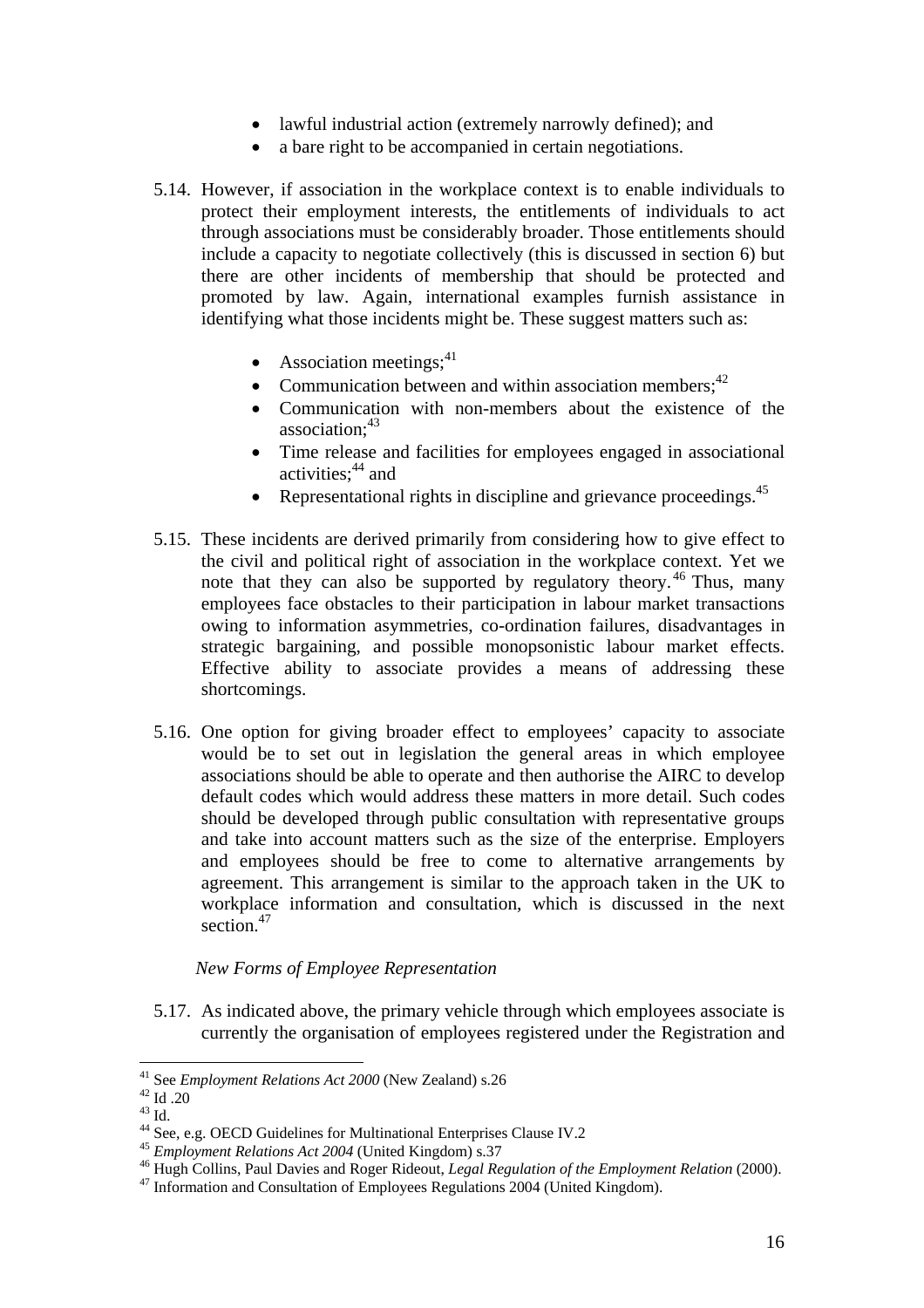- lawful industrial action (extremely narrowly defined); and
- a bare right to be accompanied in certain negotiations.

5.14. However, if association in the workplace context is to enable individuals to protect their employment interests, the entitlements of individuals to act through associations must be considerably broader. Those entitlements should include a capacity to negotiate collectively (this is discussed in section 6) but there are other incidents of membership that should be protected and promoted by law. Again, international examples furnish assistance in identifying what those incidents might be. These suggest matters such as:

- Association meetings;[41]
- Communication between and within association members;[42]
- Communication with non-members about the existence of the association;[43]
- Time release and facilities for employees engaged in associational activities;[44] and
- Representational rights in discipline and grievance proceedings.[45]

5.15. These incidents are derived primarily from considering how to give effect to the civil and political right of association in the workplace context. Yet we note that they can also be supported by regulatory theory.[46] Thus, many employees face obstacles to their participation in labour market transactions owing to information asymmetries, co-ordination failures, disadvantages in strategic bargaining, and possible monopsonistic labour market effects. Effective ability to associate provides a means of addressing these shortcomings.

5.16. One option for giving broader effect to employees' capacity to associate would be to set out in legislation the general areas in which employee associations should be able to operate and then authorise the AIRC to develop default codes which would address these matters in more detail. Such codes should be developed through public consultation with representative groups and take into account matters such as the size of the enterprise. Employers and employees should be free to come to alternative arrangements by agreement. This arrangement is similar to the approach taken in the UK to workplace information and consultation, which is discussed in the next section.[47]

*New Forms of Employee Representation*

5.17. As indicated above, the primary vehicle through which employees associate is currently the organisation of employees registered under the Registration and

---

[41] See *Employment Relations Act 2000* (New Zealand) s.26
[42] Id .20
[43] Id.
[44] See, e.g. OECD Guidelines for Multinational Enterprises Clause IV.2
[45] *Employment Relations Act 2004* (United Kingdom) s.37
[46] Hugh Collins, Paul Davies and Roger Rideout, *Legal Regulation of the Employment Relation* (2000).
[47] Information and Consultation of Employees Regulations 2004 (United Kingdom).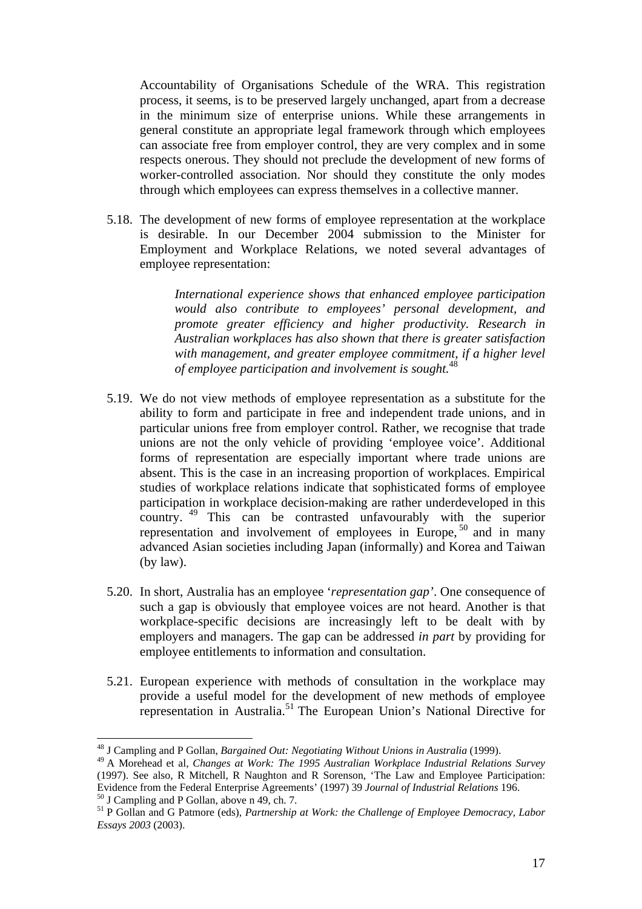Accountability of Organisations Schedule of the WRA. This registration process, it seems, is to be preserved largely unchanged, apart from a decrease in the minimum size of enterprise unions. While these arrangements in general constitute an appropriate legal framework through which employees can associate free from employer control, they are very complex and in some respects onerous. They should not preclude the development of new forms of worker-controlled association. Nor should they constitute the only modes through which employees can express themselves in a collective manner.

5.18. The development of new forms of employee representation at the workplace is desirable. In our December 2004 submission to the Minister for Employment and Workplace Relations, we noted several advantages of employee representation:

> *International experience shows that enhanced employee participation would also contribute to employees' personal development, and promote greater efficiency and higher productivity. Research in Australian workplaces has also shown that there is greater satisfaction with management, and greater employee commitment, if a higher level of employee participation and involvement is sought.*[48]

5.19. We do not view methods of employee representation as a substitute for the ability to form and participate in free and independent trade unions, and in particular unions free from employer control. Rather, we recognise that trade unions are not the only vehicle of providing 'employee voice'. Additional forms of representation are especially important where trade unions are absent. This is the case in an increasing proportion of workplaces. Empirical studies of workplace relations indicate that sophisticated forms of employee participation in workplace decision-making are rather underdeveloped in this country.[49] This can be contrasted unfavourably with the superior representation and involvement of employees in Europe,[50] and in many advanced Asian societies including Japan (informally) and Korea and Taiwan (by law).

5.20. In short, Australia has an employee '*representation gap*'. One consequence of such a gap is obviously that employee voices are not heard. Another is that workplace-specific decisions are increasingly left to be dealt with by employers and managers. The gap can be addressed *in part* by providing for employee entitlements to information and consultation.

5.21. European experience with methods of consultation in the workplace may provide a useful model for the development of new methods of employee representation in Australia.[51] The European Union's National Directive for

---

[48] J Campling and P Gollan, *Bargained Out: Negotiating Without Unions in Australia* (1999).

[49] A Morehead et al, *Changes at Work: The 1995 Australian Workplace Industrial Relations Survey* (1997). See also, R Mitchell, R Naughton and R Sorenson, 'The Law and Employee Participation: Evidence from the Federal Enterprise Agreements' (1997) 39 *Journal of Industrial Relations* 196.

[50] J Campling and P Gollan, above n 49, ch. 7.

[51] P Gollan and G Patmore (eds), *Partnership at Work: the Challenge of Employee Democracy, Labor Essays 2003* (2003).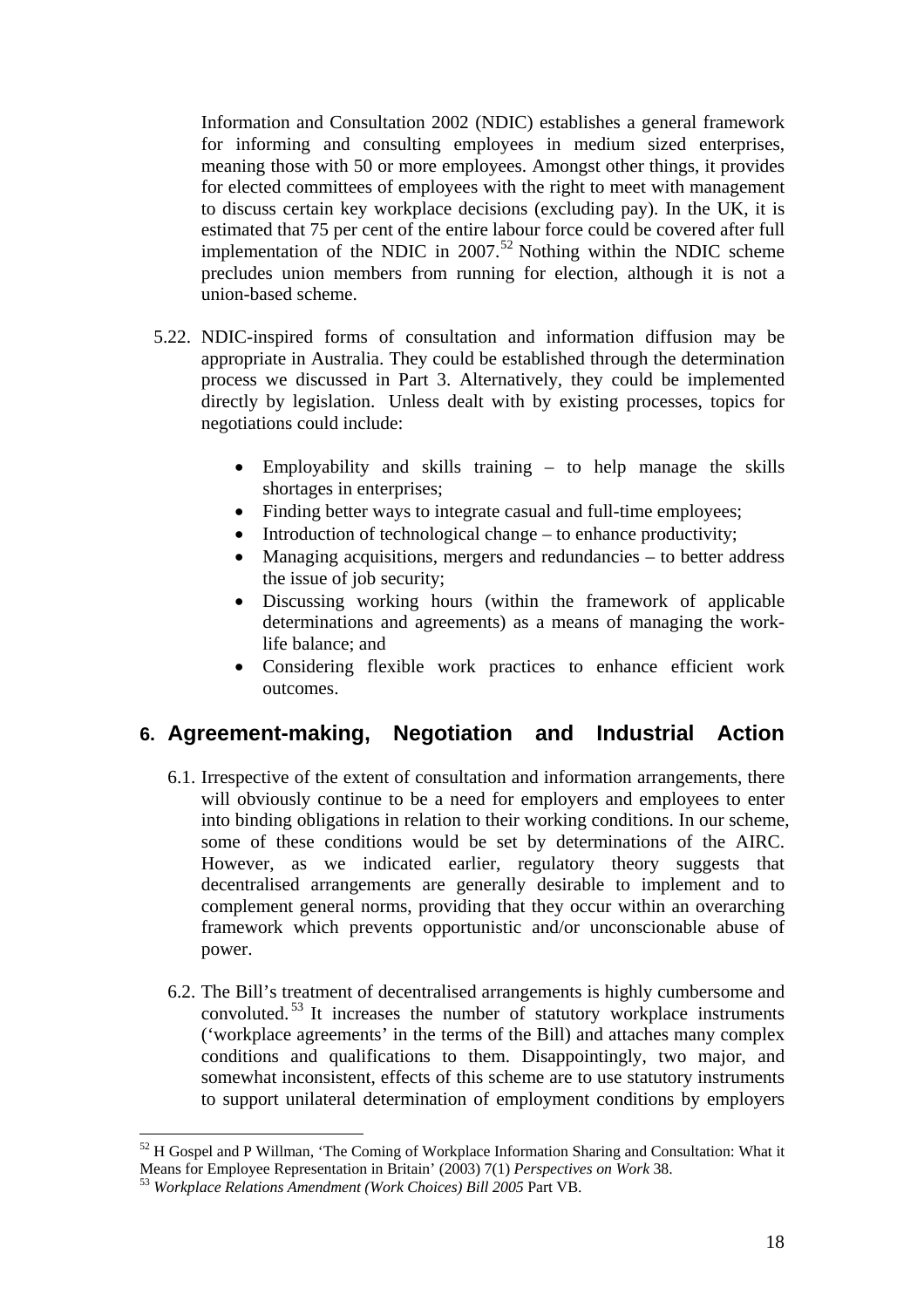Information and Consultation 2002 (NDIC) establishes a general framework for informing and consulting employees in medium sized enterprises, meaning those with 50 or more employees. Amongst other things, it provides for elected committees of employees with the right to meet with management to discuss certain key workplace decisions (excluding pay). In the UK, it is estimated that 75 per cent of the entire labour force could be covered after full implementation of the NDIC in 2007.[52] Nothing within the NDIC scheme precludes union members from running for election, although it is not a union-based scheme.

5.22. NDIC-inspired forms of consultation and information diffusion may be appropriate in Australia. They could be established through the determination process we discussed in Part 3. Alternatively, they could be implemented directly by legislation. Unless dealt with by existing processes, topics for negotiations could include:

- Employability and skills training – to help manage the skills shortages in enterprises;
- Finding better ways to integrate casual and full-time employees;
- Introduction of technological change – to enhance productivity;
- Managing acquisitions, mergers and redundancies – to better address the issue of job security;
- Discussing working hours (within the framework of applicable determinations and agreements) as a means of managing the work-life balance; and
- Considering flexible work practices to enhance efficient work outcomes.

## 6. Agreement-making, Negotiation and Industrial Action

6.1. Irrespective of the extent of consultation and information arrangements, there will obviously continue to be a need for employers and employees to enter into binding obligations in relation to their working conditions. In our scheme, some of these conditions would be set by determinations of the AIRC. However, as we indicated earlier, regulatory theory suggests that decentralised arrangements are generally desirable to implement and to complement general norms, providing that they occur within an overarching framework which prevents opportunistic and/or unconscionable abuse of power.

6.2. The Bill's treatment of decentralised arrangements is highly cumbersome and convoluted.[53] It increases the number of statutory workplace instruments ('workplace agreements' in the terms of the Bill) and attaches many complex conditions and qualifications to them. Disappointingly, two major, and somewhat inconsistent, effects of this scheme are to use statutory instruments to support unilateral determination of employment conditions by employers

---

[52] H Gospel and P Willman, 'The Coming of Workplace Information Sharing and Consultation: What it Means for Employee Representation in Britain' (2003) 7(1) *Perspectives on Work* 38.

[53] *Workplace Relations Amendment (Work Choices) Bill 2005* Part VB.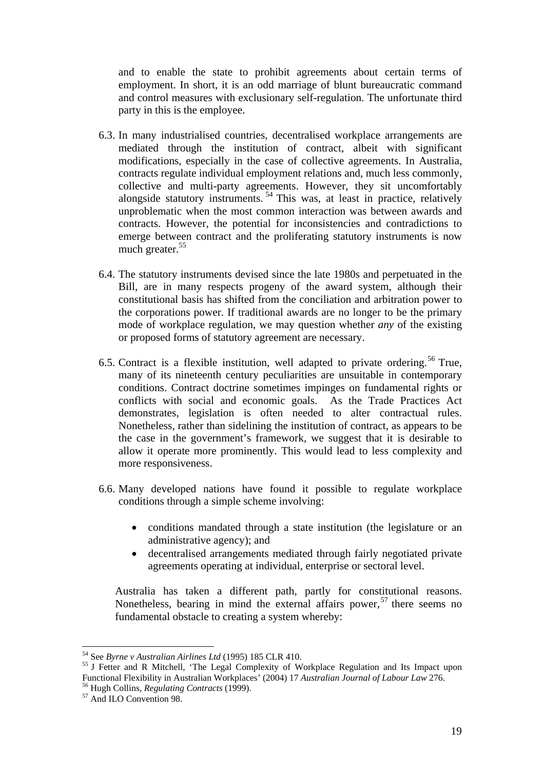and to enable the state to prohibit agreements about certain terms of employment. In short, it is an odd marriage of blunt bureaucratic command and control measures with exclusionary self-regulation. The unfortunate third party in this is the employee.

6.3. In many industrialised countries, decentralised workplace arrangements are mediated through the institution of contract, albeit with significant modifications, especially in the case of collective agreements. In Australia, contracts regulate individual employment relations and, much less commonly, collective and multi-party agreements. However, they sit uncomfortably alongside statutory instruments.[54] This was, at least in practice, relatively unproblematic when the most common interaction was between awards and contracts. However, the potential for inconsistencies and contradictions to emerge between contract and the proliferating statutory instruments is now much greater.[55]

6.4. The statutory instruments devised since the late 1980s and perpetuated in the Bill, are in many respects progeny of the award system, although their constitutional basis has shifted from the conciliation and arbitration power to the corporations power. If traditional awards are no longer to be the primary mode of workplace regulation, we may question whether *any* of the existing or proposed forms of statutory agreement are necessary.

6.5. Contract is a flexible institution, well adapted to private ordering.[56] True, many of its nineteenth century peculiarities are unsuitable in contemporary conditions. Contract doctrine sometimes impinges on fundamental rights or conflicts with social and economic goals. As the Trade Practices Act demonstrates, legislation is often needed to alter contractual rules. Nonetheless, rather than sidelining the institution of contract, as appears to be the case in the government's framework, we suggest that it is desirable to allow it operate more prominently. This would lead to less complexity and more responsiveness.

6.6. Many developed nations have found it possible to regulate workplace conditions through a simple scheme involving:

- conditions mandated through a state institution (the legislature or an administrative agency); and
- decentralised arrangements mediated through fairly negotiated private agreements operating at individual, enterprise or sectoral level.

Australia has taken a different path, partly for constitutional reasons. Nonetheless, bearing in mind the external affairs power,[57] there seems no fundamental obstacle to creating a system whereby:

---

[54] See *Byrne v Australian Airlines Ltd* (1995) 185 CLR 410.

[55] J Fetter and R Mitchell, 'The Legal Complexity of Workplace Regulation and Its Impact upon Functional Flexibility in Australian Workplaces' (2004) 17 *Australian Journal of Labour Law* 276.

[56] Hugh Collins, *Regulating Contracts* (1999).

[57] And ILO Convention 98.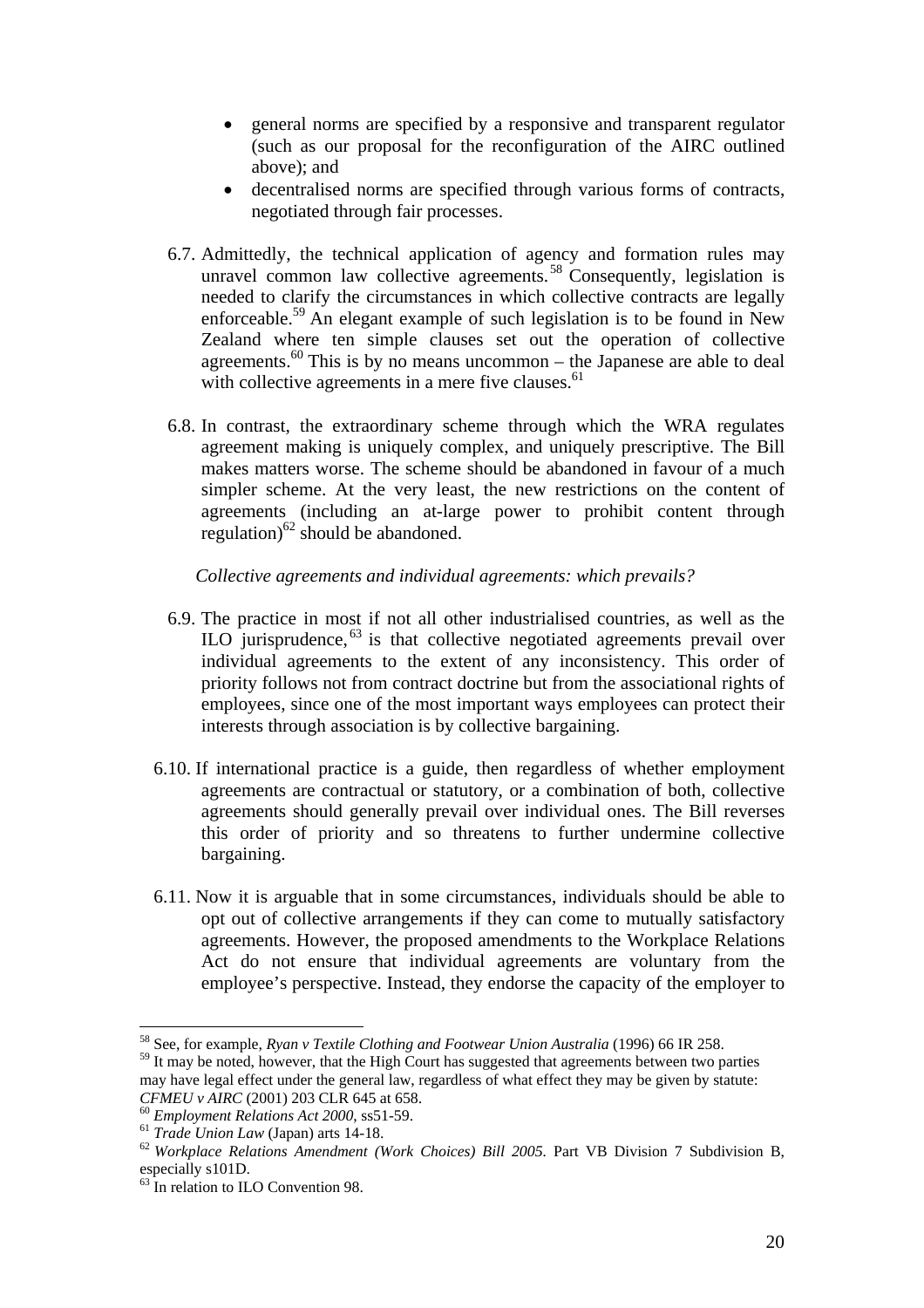- general norms are specified by a responsive and transparent regulator (such as our proposal for the reconfiguration of the AIRC outlined above); and
- decentralised norms are specified through various forms of contracts, negotiated through fair processes.

6.7. Admittedly, the technical application of agency and formation rules may unravel common law collective agreements.[58] Consequently, legislation is needed to clarify the circumstances in which collective contracts are legally enforceable.[59] An elegant example of such legislation is to be found in New Zealand where ten simple clauses set out the operation of collective agreements.[60] This is by no means uncommon – the Japanese are able to deal with collective agreements in a mere five clauses.[61]

6.8. In contrast, the extraordinary scheme through which the WRA regulates agreement making is uniquely complex, and uniquely prescriptive. The Bill makes matters worse. The scheme should be abandoned in favour of a much simpler scheme. At the very least, the new restrictions on the content of agreements (including an at-large power to prohibit content through regulation)[62] should be abandoned.

*Collective agreements and individual agreements: which prevails?*

6.9. The practice in most if not all other industrialised countries, as well as the ILO jurisprudence,[63] is that collective negotiated agreements prevail over individual agreements to the extent of any inconsistency. This order of priority follows not from contract doctrine but from the associational rights of employees, since one of the most important ways employees can protect their interests through association is by collective bargaining.

6.10. If international practice is a guide, then regardless of whether employment agreements are contractual or statutory, or a combination of both, collective agreements should generally prevail over individual ones. The Bill reverses this order of priority and so threatens to further undermine collective bargaining.

6.11. Now it is arguable that in some circumstances, individuals should be able to opt out of collective arrangements if they can come to mutually satisfactory agreements. However, the proposed amendments to the Workplace Relations Act do not ensure that individual agreements are voluntary from the employee's perspective. Instead, they endorse the capacity of the employer to

---

[58] See, for example, *Ryan v Textile Clothing and Footwear Union Australia* (1996) 66 IR 258.

[59] It may be noted, however, that the High Court has suggested that agreements between two parties may have legal effect under the general law, regardless of what effect they may be given by statute: *CFMEU v AIRC* (2001) 203 CLR 645 at 658.

[60] *Employment Relations Act 2000*, ss51-59.

[61] *Trade Union Law* (Japan) arts 14-18.

[62] *Workplace Relations Amendment (Work Choices) Bill 2005*. Part VB Division 7 Subdivision B, especially s101D.

[63] In relation to ILO Convention 98.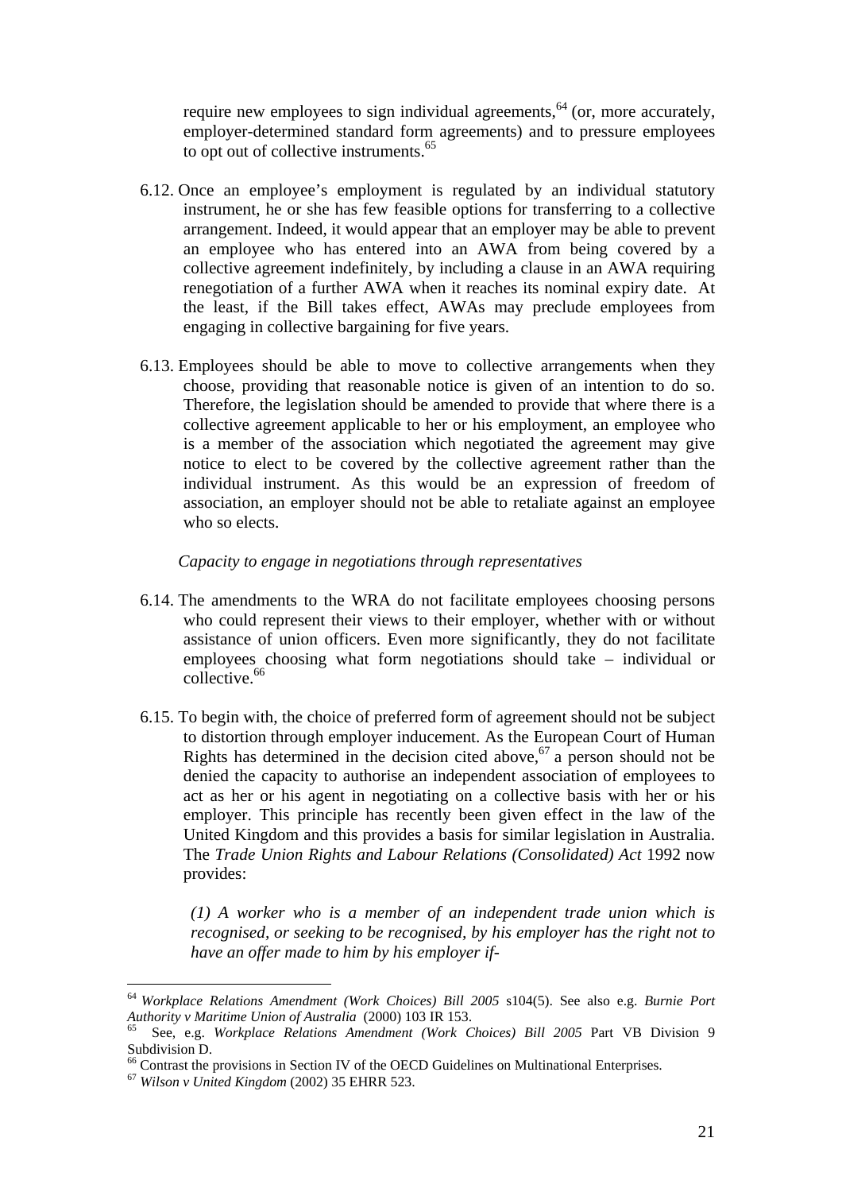require new employees to sign individual agreements,[64] (or, more accurately, employer-determined standard form agreements) and to pressure employees to opt out of collective instruments.[65]

6.12. Once an employee's employment is regulated by an individual statutory instrument, he or she has few feasible options for transferring to a collective arrangement. Indeed, it would appear that an employer may be able to prevent an employee who has entered into an AWA from being covered by a collective agreement indefinitely, by including a clause in an AWA requiring renegotiation of a further AWA when it reaches its nominal expiry date. At the least, if the Bill takes effect, AWAs may preclude employees from engaging in collective bargaining for five years.

6.13. Employees should be able to move to collective arrangements when they choose, providing that reasonable notice is given of an intention to do so. Therefore, the legislation should be amended to provide that where there is a collective agreement applicable to her or his employment, an employee who is a member of the association which negotiated the agreement may give notice to elect to be covered by the collective agreement rather than the individual instrument. As this would be an expression of freedom of association, an employer should not be able to retaliate against an employee who so elects.

*Capacity to engage in negotiations through representatives*

6.14. The amendments to the WRA do not facilitate employees choosing persons who could represent their views to their employer, whether with or without assistance of union officers. Even more significantly, they do not facilitate employees choosing what form negotiations should take – individual or collective.[66]

6.15. To begin with, the choice of preferred form of agreement should not be subject to distortion through employer inducement. As the European Court of Human Rights has determined in the decision cited above,[67] a person should not be denied the capacity to authorise an independent association of employees to act as her or his agent in negotiating on a collective basis with her or his employer. This principle has recently been given effect in the law of the United Kingdom and this provides a basis for similar legislation in Australia. The *Trade Union Rights and Labour Relations (Consolidated) Act* 1992 now provides:

> *(1) A worker who is a member of an independent trade union which is recognised, or seeking to be recognised, by his employer has the right not to have an offer made to him by his employer if-*

---

[64] *Workplace Relations Amendment (Work Choices) Bill 2005* s104(5). See also e.g. *Burnie Port Authority v Maritime Union of Australia* (2000) 103 IR 153.

[65] See, e.g. *Workplace Relations Amendment (Work Choices) Bill 2005* Part VB Division 9 Subdivision D.

[66] Contrast the provisions in Section IV of the OECD Guidelines on Multinational Enterprises.

[67] *Wilson v United Kingdom* (2002) 35 EHRR 523.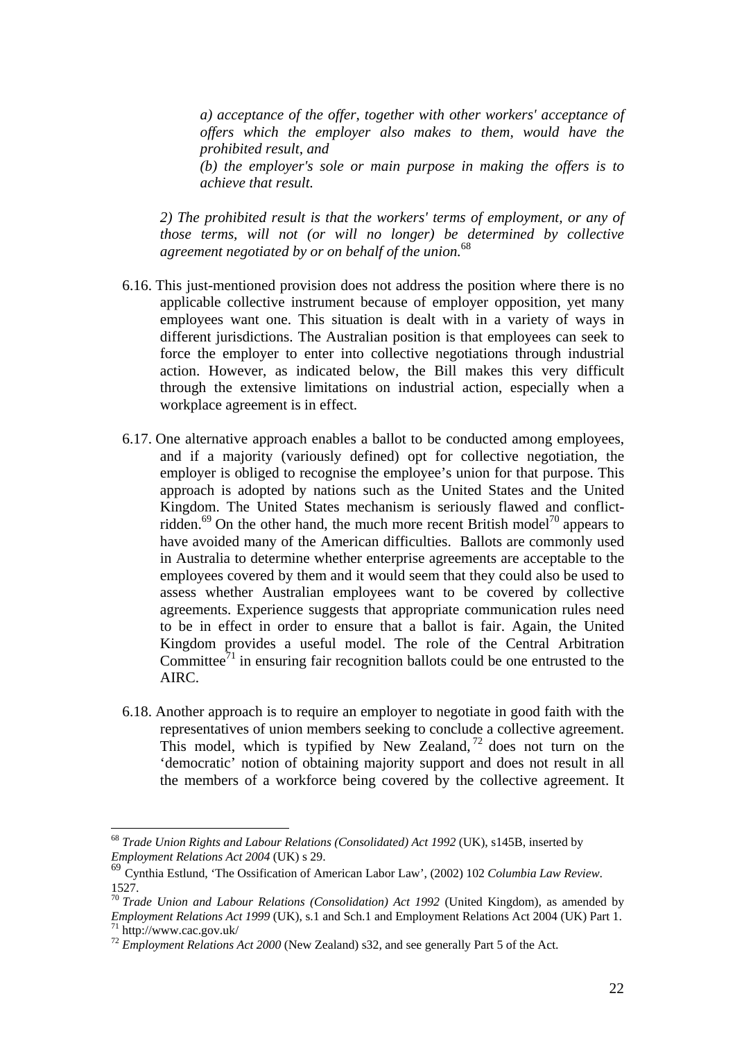> *a) acceptance of the offer, together with other workers' acceptance of offers which the employer also makes to them, would have the prohibited result, and*
>
> *(b) the employer's sole or main purpose in making the offers is to achieve that result.*
>
> *2) The prohibited result is that the workers' terms of employment, or any of those terms, will not (or will no longer) be determined by collective agreement negotiated by or on behalf of the union.*[68]

6.16. This just-mentioned provision does not address the position where there is no applicable collective instrument because of employer opposition, yet many employees want one. This situation is dealt with in a variety of ways in different jurisdictions. The Australian position is that employees can seek to force the employer to enter into collective negotiations through industrial action. However, as indicated below, the Bill makes this very difficult through the extensive limitations on industrial action, especially when a workplace agreement is in effect.

6.17. One alternative approach enables a ballot to be conducted among employees, and if a majority (variously defined) opt for collective negotiation, the employer is obliged to recognise the employee's union for that purpose. This approach is adopted by nations such as the United States and the United Kingdom. The United States mechanism is seriously flawed and conflict-ridden.[69] On the other hand, the much more recent British model[70] appears to have avoided many of the American difficulties. Ballots are commonly used in Australia to determine whether enterprise agreements are acceptable to the employees covered by them and it would seem that they could also be used to assess whether Australian employees want to be covered by collective agreements. Experience suggests that appropriate communication rules need to be in effect in order to ensure that a ballot is fair. Again, the United Kingdom provides a useful model. The role of the Central Arbitration Committee[71] in ensuring fair recognition ballots could be one entrusted to the AIRC.

6.18. Another approach is to require an employer to negotiate in good faith with the representatives of union members seeking to conclude a collective agreement. This model, which is typified by New Zealand,[72] does not turn on the 'democratic' notion of obtaining majority support and does not result in all the members of a workforce being covered by the collective agreement. It

---

[68] *Trade Union Rights and Labour Relations (Consolidated) Act 1992* (UK), s145B, inserted by *Employment Relations Act 2004* (UK) s 29.

[69] Cynthia Estlund, 'The Ossification of American Labor Law', (2002) 102 *Columbia Law Review*. 1527.

[70] *Trade Union and Labour Relations (Consolidation) Act 1992* (United Kingdom), as amended by *Employment Relations Act 1999* (UK), s.1 and Sch.1 and Employment Relations Act 2004 (UK) Part 1.

[71] http://www.cac.gov.uk/

[72] *Employment Relations Act 2000* (New Zealand) s32, and see generally Part 5 of the Act.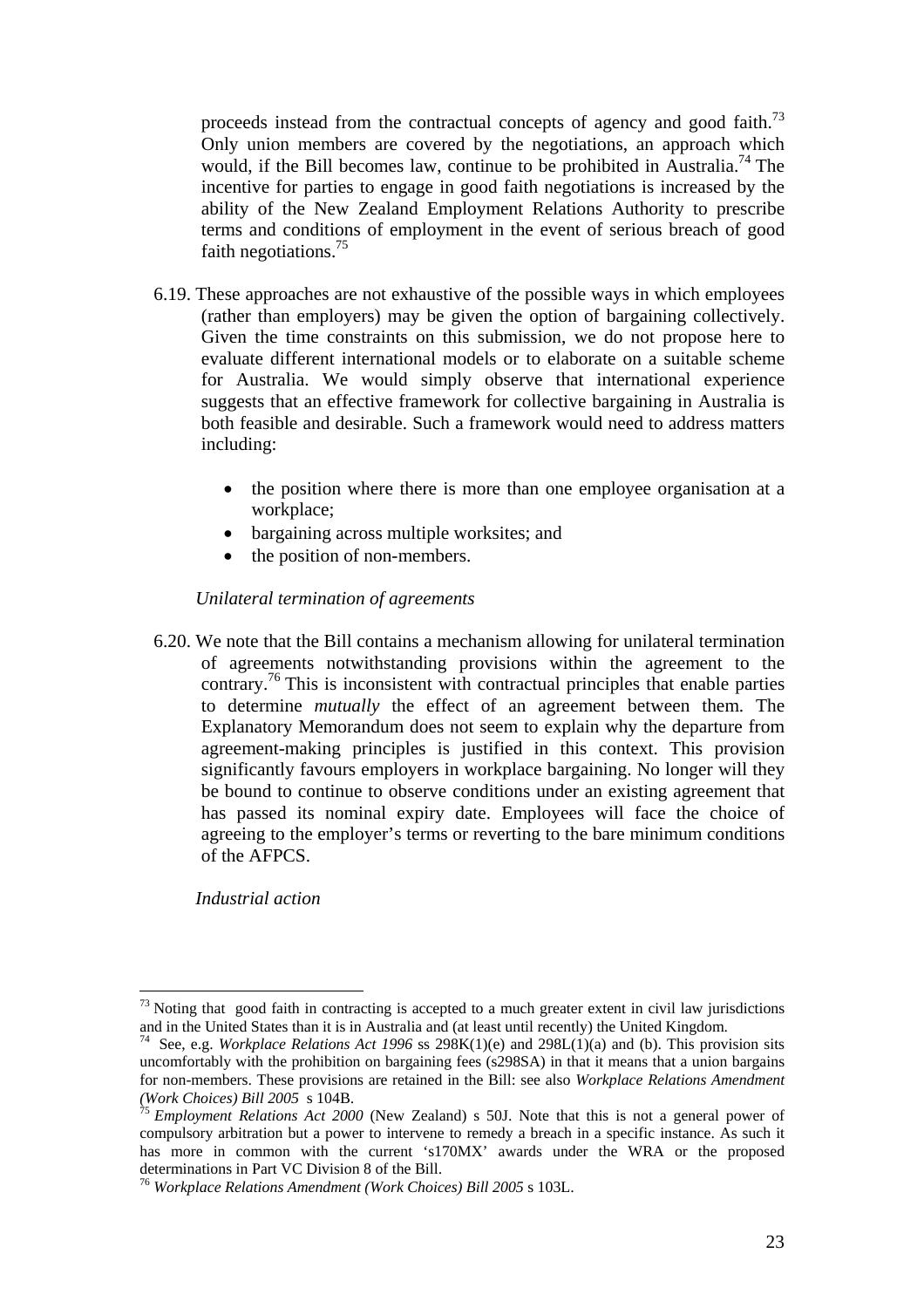proceeds instead from the contractual concepts of agency and good faith.[73] Only union members are covered by the negotiations, an approach which would, if the Bill becomes law, continue to be prohibited in Australia.[74] The incentive for parties to engage in good faith negotiations is increased by the ability of the New Zealand Employment Relations Authority to prescribe terms and conditions of employment in the event of serious breach of good faith negotiations.[75]

6.19. These approaches are not exhaustive of the possible ways in which employees (rather than employers) may be given the option of bargaining collectively. Given the time constraints on this submission, we do not propose here to evaluate different international models or to elaborate on a suitable scheme for Australia. We would simply observe that international experience suggests that an effective framework for collective bargaining in Australia is both feasible and desirable. Such a framework would need to address matters including:

- the position where there is more than one employee organisation at a workplace;
- bargaining across multiple worksites; and
- the position of non-members.

*Unilateral termination of agreements*

6.20. We note that the Bill contains a mechanism allowing for unilateral termination of agreements notwithstanding provisions within the agreement to the contrary.[76] This is inconsistent with contractual principles that enable parties to determine *mutually* the effect of an agreement between them. The Explanatory Memorandum does not seem to explain why the departure from agreement-making principles is justified in this context. This provision significantly favours employers in workplace bargaining. No longer will they be bound to continue to observe conditions under an existing agreement that has passed its nominal expiry date. Employees will face the choice of agreeing to the employer's terms or reverting to the bare minimum conditions of the AFPCS.

*Industrial action*

---

[73] Noting that good faith in contracting is accepted to a much greater extent in civil law jurisdictions and in the United States than it is in Australia and (at least until recently) the United Kingdom.

[74] See, e.g. *Workplace Relations Act 1996* ss 298K(1)(e) and 298L(1)(a) and (b). This provision sits uncomfortably with the prohibition on bargaining fees (s298SA) in that it means that a union bargains for non-members. These provisions are retained in the Bill: see also *Workplace Relations Amendment (Work Choices) Bill 2005* s 104B.

[75] *Employment Relations Act 2000* (New Zealand) s 50J. Note that this is not a general power of compulsory arbitration but a power to intervene to remedy a breach in a specific instance. As such it has more in common with the current 's170MX' awards under the WRA or the proposed determinations in Part VC Division 8 of the Bill.

[76] *Workplace Relations Amendment (Work Choices) Bill 2005* s 103L.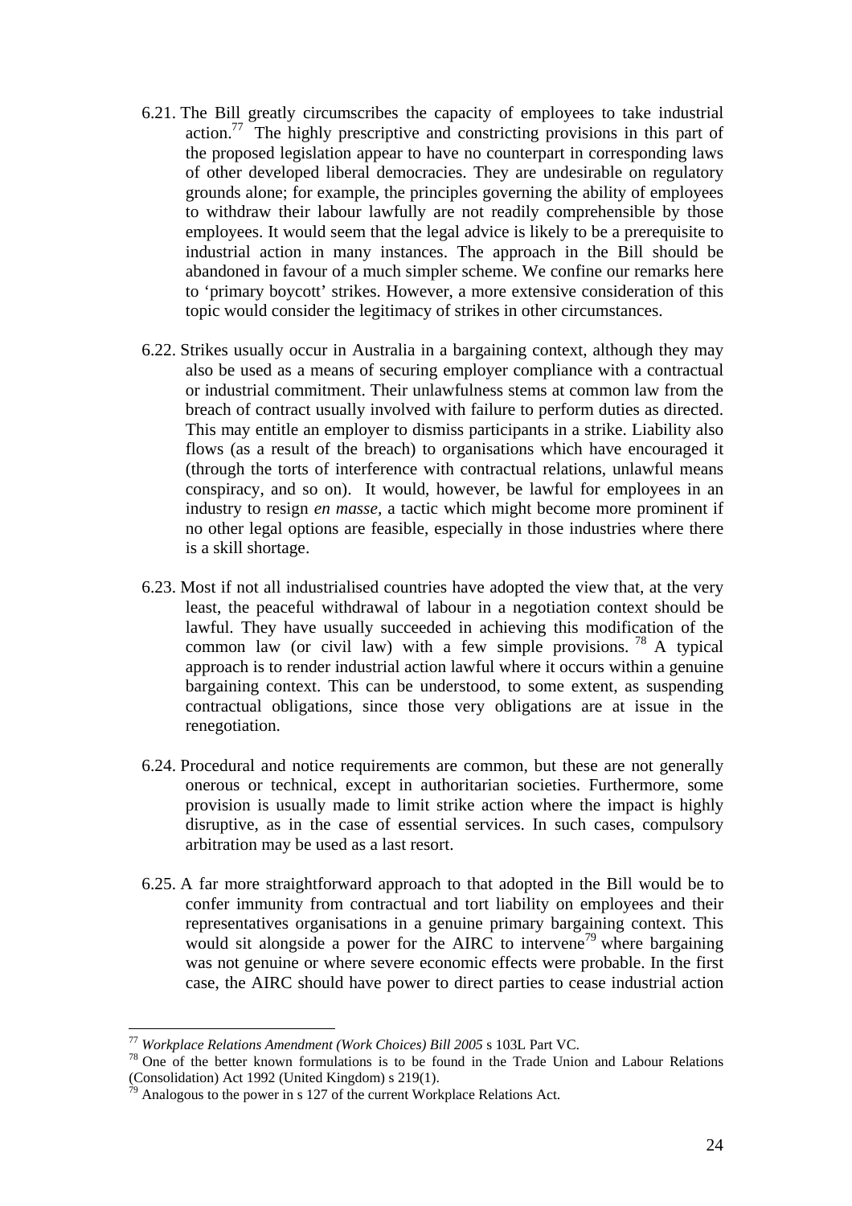6.21. The Bill greatly circumscribes the capacity of employees to take industrial action.[77] The highly prescriptive and constricting provisions in this part of the proposed legislation appear to have no counterpart in corresponding laws of other developed liberal democracies. They are undesirable on regulatory grounds alone; for example, the principles governing the ability of employees to withdraw their labour lawfully are not readily comprehensible by those employees. It would seem that the legal advice is likely to be a prerequisite to industrial action in many instances. The approach in the Bill should be abandoned in favour of a much simpler scheme. We confine our remarks here to 'primary boycott' strikes. However, a more extensive consideration of this topic would consider the legitimacy of strikes in other circumstances.

6.22. Strikes usually occur in Australia in a bargaining context, although they may also be used as a means of securing employer compliance with a contractual or industrial commitment. Their unlawfulness stems at common law from the breach of contract usually involved with failure to perform duties as directed. This may entitle an employer to dismiss participants in a strike. Liability also flows (as a result of the breach) to organisations which have encouraged it (through the torts of interference with contractual relations, unlawful means conspiracy, and so on). It would, however, be lawful for employees in an industry to resign *en masse*, a tactic which might become more prominent if no other legal options are feasible, especially in those industries where there is a skill shortage.

6.23. Most if not all industrialised countries have adopted the view that, at the very least, the peaceful withdrawal of labour in a negotiation context should be lawful. They have usually succeeded in achieving this modification of the common law (or civil law) with a few simple provisions.[78] A typical approach is to render industrial action lawful where it occurs within a genuine bargaining context. This can be understood, to some extent, as suspending contractual obligations, since those very obligations are at issue in the renegotiation.

6.24. Procedural and notice requirements are common, but these are not generally onerous or technical, except in authoritarian societies. Furthermore, some provision is usually made to limit strike action where the impact is highly disruptive, as in the case of essential services. In such cases, compulsory arbitration may be used as a last resort.

6.25. A far more straightforward approach to that adopted in the Bill would be to confer immunity from contractual and tort liability on employees and their representatives organisations in a genuine primary bargaining context. This would sit alongside a power for the AIRC to intervene[79] where bargaining was not genuine or where severe economic effects were probable. In the first case, the AIRC should have power to direct parties to cease industrial action

---

[77] *Workplace Relations Amendment (Work Choices) Bill 2005* s 103L Part VC.

[78] One of the better known formulations is to be found in the Trade Union and Labour Relations (Consolidation) Act 1992 (United Kingdom) s 219(1).

[79] Analogous to the power in s 127 of the current Workplace Relations Act.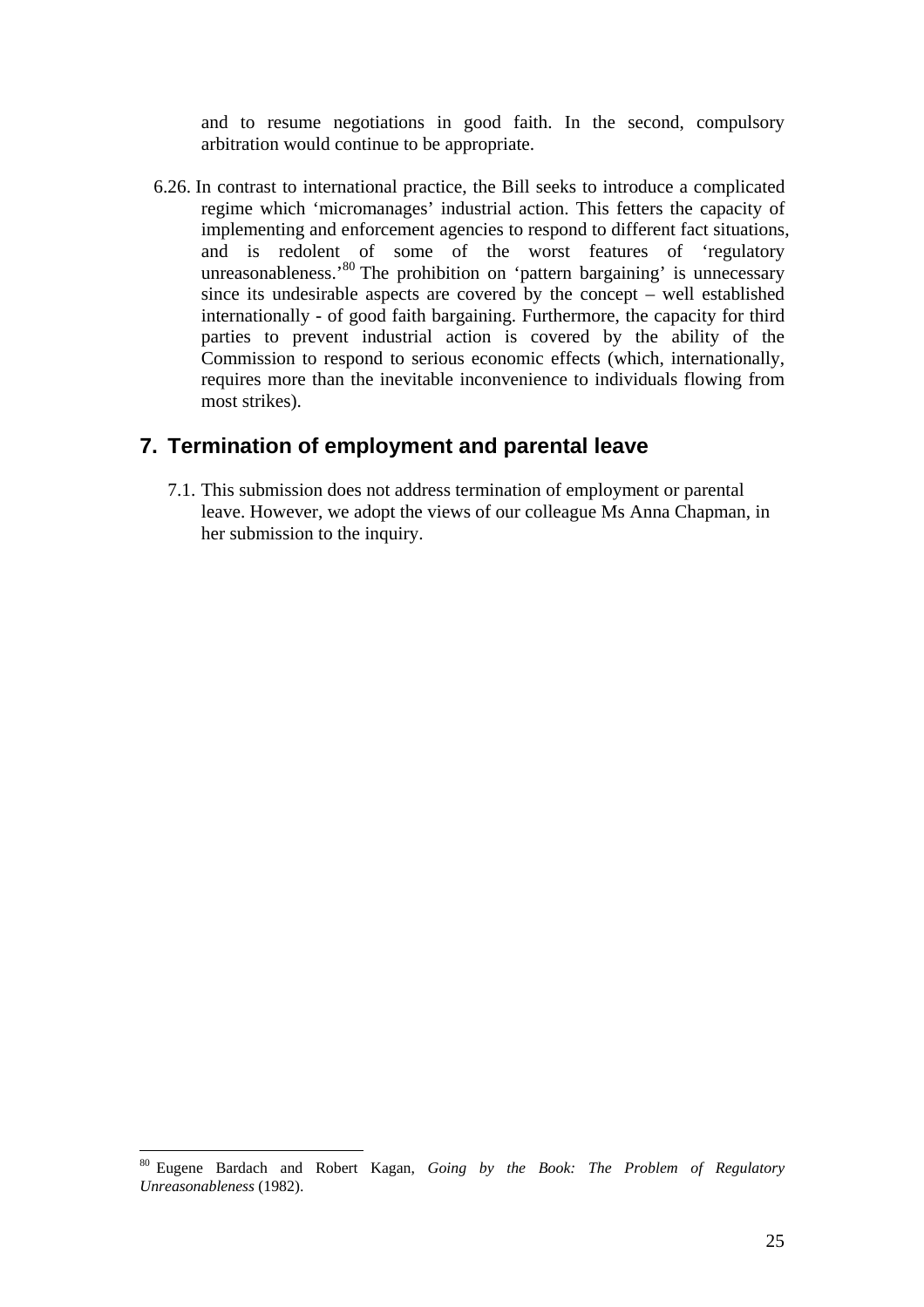and to resume negotiations in good faith. In the second, compulsory arbitration would continue to be appropriate.

6.26. In contrast to international practice, the Bill seeks to introduce a complicated regime which 'micromanages' industrial action. This fetters the capacity of implementing and enforcement agencies to respond to different fact situations, and is redolent of some of the worst features of 'regulatory unreasonableness.'[80] The prohibition on 'pattern bargaining' is unnecessary since its undesirable aspects are covered by the concept – well established internationally - of good faith bargaining. Furthermore, the capacity for third parties to prevent industrial action is covered by the ability of the Commission to respond to serious economic effects (which, internationally, requires more than the inevitable inconvenience to individuals flowing from most strikes).

## 7. Termination of employment and parental leave

7.1. This submission does not address termination of employment or parental leave. However, we adopt the views of our colleague Ms Anna Chapman, in her submission to the inquiry.

[80] Eugene Bardach and Robert Kagan, *Going by the Book: The Problem of Regulatory Unreasonableness* (1982).